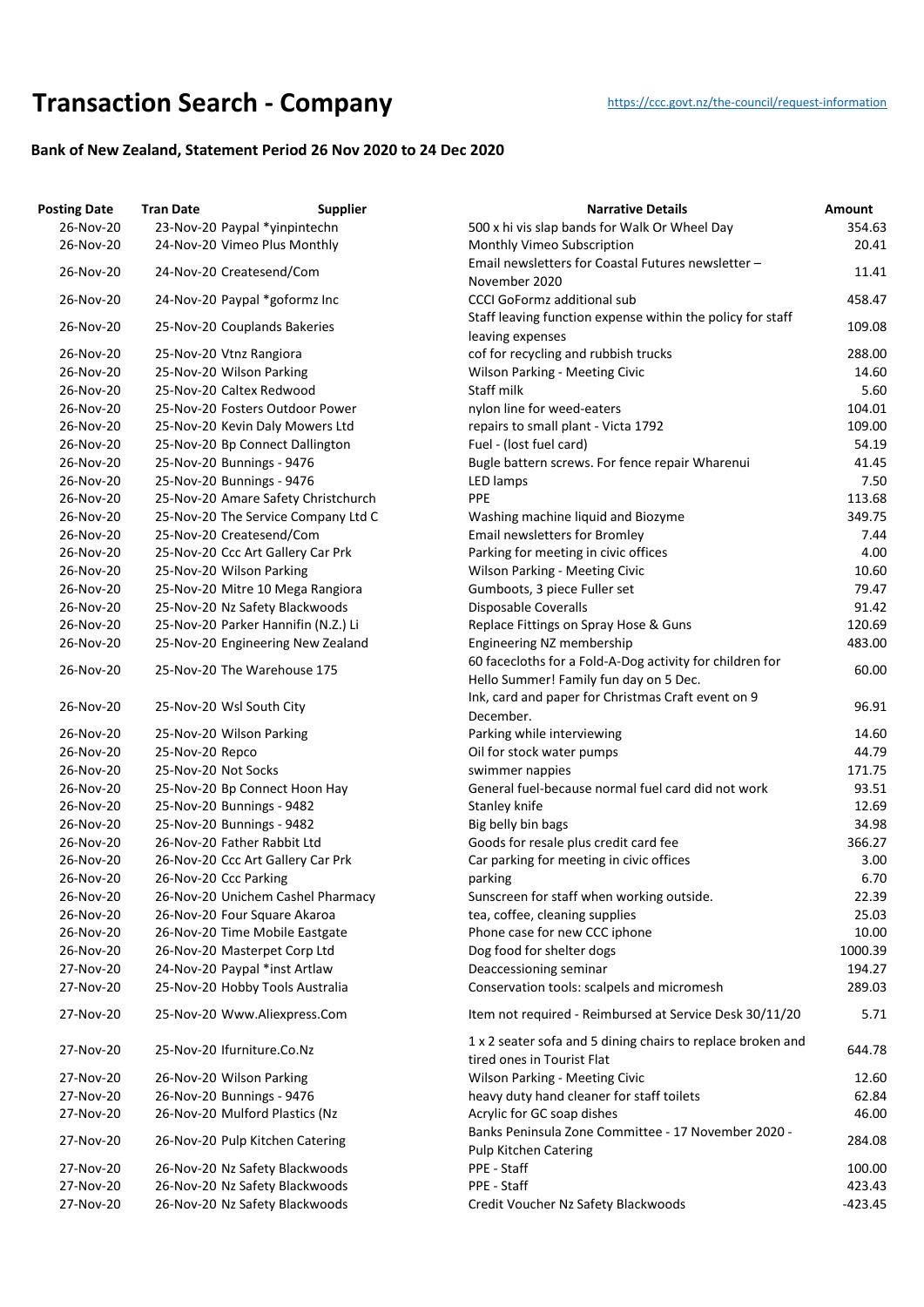# Transaction Search - Company

https://ccc.govt.nz/the-council/request-information

**Bank of New Zealand, Statement Period 26 Nov 2020 to 24 Dec 2020**

| Posting Date | Tran Date | Supplier | Narrative Details | Amount |
|---|---|---|---|---|
| 26-Nov-20 | 23-Nov-20 | Paypal *yinpintechn | 500 x hi vis slap bands for Walk Or Wheel Day | 354.63 |
| 26-Nov-20 | 24-Nov-20 | Vimeo Plus Monthly | Monthly Vimeo Subscription | 20.41 |
| 26-Nov-20 | 24-Nov-20 | Createsend/Com | Email newsletters for Coastal Futures newsletter – November 2020 | 11.41 |
| 26-Nov-20 | 24-Nov-20 | Paypal *goformz Inc | CCCI GoFormz additional sub | 458.47 |
| 26-Nov-20 | 25-Nov-20 | Couplands Bakeries | Staff leaving function expense within the policy for staff leaving expenses | 109.08 |
| 26-Nov-20 | 25-Nov-20 | Vtnz Rangiora | cof for recycling and rubbish trucks | 288.00 |
| 26-Nov-20 | 25-Nov-20 | Wilson Parking | Wilson Parking - Meeting Civic | 14.60 |
| 26-Nov-20 | 25-Nov-20 | Caltex Redwood | Staff milk | 5.60 |
| 26-Nov-20 | 25-Nov-20 | Fosters Outdoor Power | nylon line for weed-eaters | 104.01 |
| 26-Nov-20 | 25-Nov-20 | Kevin Daly Mowers Ltd | repairs to small plant - Victa 1792 | 109.00 |
| 26-Nov-20 | 25-Nov-20 | Bp Connect Dallington | Fuel - (lost fuel card) | 54.19 |
| 26-Nov-20 | 25-Nov-20 | Bunnings - 9476 | Bugle battern screws. For fence repair Wharenui | 41.45 |
| 26-Nov-20 | 25-Nov-20 | Bunnings - 9476 | LED lamps | 7.50 |
| 26-Nov-20 | 25-Nov-20 | Amare Safety Christchurch | PPE | 113.68 |
| 26-Nov-20 | 25-Nov-20 | The Service Company Ltd C | Washing machine liquid and Biozyme | 349.75 |
| 26-Nov-20 | 25-Nov-20 | Createsend/Com | Email newsletters for Bromley | 7.44 |
| 26-Nov-20 | 25-Nov-20 | Ccc Art Gallery Car Prk | Parking for meeting in civic offices | 4.00 |
| 26-Nov-20 | 25-Nov-20 | Wilson Parking | Wilson Parking - Meeting Civic | 10.60 |
| 26-Nov-20 | 25-Nov-20 | Mitre 10 Mega Rangiora | Gumboots, 3 piece Fuller set | 79.47 |
| 26-Nov-20 | 25-Nov-20 | Nz Safety Blackwoods | Disposable Coveralls | 91.42 |
| 26-Nov-20 | 25-Nov-20 | Parker Hannifin (N.Z.) Li | Replace Fittings on Spray Hose & Guns | 120.69 |
| 26-Nov-20 | 25-Nov-20 | Engineering New Zealand | Engineering NZ membership | 483.00 |
| 26-Nov-20 | 25-Nov-20 | The Warehouse 175 | 60 facecloths for a Fold-A-Dog activity for children for Hello Summer! Family fun day on 5 Dec. | 60.00 |
| 26-Nov-20 | 25-Nov-20 | Wsl South City | Ink, card and paper for Christmas Craft event on 9 December. | 96.91 |
| 26-Nov-20 | 25-Nov-20 | Wilson Parking | Parking while interviewing | 14.60 |
| 26-Nov-20 | 25-Nov-20 | Repco | Oil for stock water pumps | 44.79 |
| 26-Nov-20 | 25-Nov-20 | Not Socks | swimmer nappies | 171.75 |
| 26-Nov-20 | 25-Nov-20 | Bp Connect Hoon Hay | General fuel-because normal fuel card did not work | 93.51 |
| 26-Nov-20 | 25-Nov-20 | Bunnings - 9482 | Stanley knife | 12.69 |
| 26-Nov-20 | 25-Nov-20 | Bunnings - 9482 | Big belly bin bags | 34.98 |
| 26-Nov-20 | 26-Nov-20 | Father Rabbit Ltd | Goods for resale plus credit card fee | 366.27 |
| 26-Nov-20 | 26-Nov-20 | Ccc Art Gallery Car Prk | Car parking for meeting in civic offices | 3.00 |
| 26-Nov-20 | 26-Nov-20 | Ccc Parking | parking | 6.70 |
| 26-Nov-20 | 26-Nov-20 | Unichem Cashel Pharmacy | Sunscreen for staff when working outside. | 22.39 |
| 26-Nov-20 | 26-Nov-20 | Four Square Akaroa | tea, coffee, cleaning supplies | 25.03 |
| 26-Nov-20 | 26-Nov-20 | Time Mobile Eastgate | Phone case for new CCC iphone | 10.00 |
| 26-Nov-20 | 26-Nov-20 | Masterpet Corp Ltd | Dog food for shelter dogs | 1000.39 |
| 27-Nov-20 | 24-Nov-20 | Paypal *inst Artlaw | Deaccessioning seminar | 194.27 |
| 27-Nov-20 | 25-Nov-20 | Hobby Tools Australia | Conservation tools: scalpels and micromesh | 289.03 |
| 27-Nov-20 | 25-Nov-20 | Www.Aliexpress.Com | Item not required - Reimbursed at Service Desk 30/11/20 | 5.71 |
| 27-Nov-20 | 25-Nov-20 | Ifurniture.Co.Nz | 1 x 2 seater sofa and 5 dining chairs to replace broken and tired ones in Tourist Flat | 644.78 |
| 27-Nov-20 | 26-Nov-20 | Wilson Parking | Wilson Parking - Meeting Civic | 12.60 |
| 27-Nov-20 | 26-Nov-20 | Bunnings - 9476 | heavy duty hand cleaner for staff toilets | 62.84 |
| 27-Nov-20 | 26-Nov-20 | Mulford Plastics (Nz | Acrylic for GC soap dishes | 46.00 |
| 27-Nov-20 | 26-Nov-20 | Pulp Kitchen Catering | Banks Peninsula Zone Committee - 17 November 2020 - Pulp Kitchen Catering | 284.08 |
| 27-Nov-20 | 26-Nov-20 | Nz Safety Blackwoods | PPE - Staff | 100.00 |
| 27-Nov-20 | 26-Nov-20 | Nz Safety Blackwoods | PPE - Staff | 423.43 |
| 27-Nov-20 | 26-Nov-20 | Nz Safety Blackwoods | Credit Voucher Nz Safety Blackwoods | -423.45 |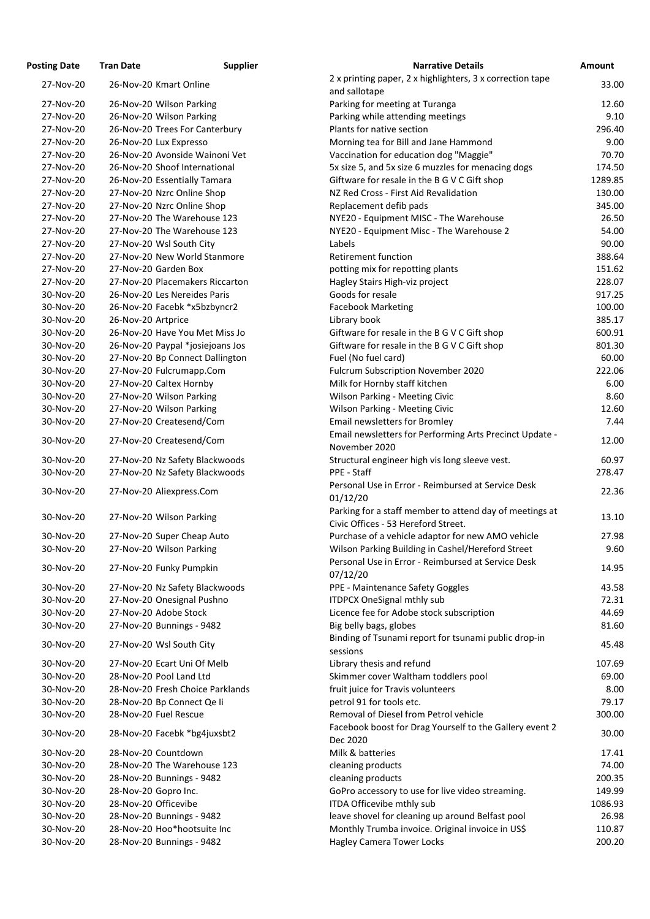| Posting Date | Tran Date | Supplier | Narrative Details | Amount |
| --- | --- | --- | --- | --- |
| 27-Nov-20 | 26-Nov-20 | Kmart Online | 2 x printing paper, 2 x highlighters, 3 x correction tape and sallotape | 33.00 |
| 27-Nov-20 | 26-Nov-20 | Wilson Parking | Parking for meeting at Turanga | 12.60 |
| 27-Nov-20 | 26-Nov-20 | Wilson Parking | Parking while attending meetings | 9.10 |
| 27-Nov-20 | 26-Nov-20 | Trees For Canterbury | Plants for native section | 296.40 |
| 27-Nov-20 | 26-Nov-20 | Lux Expresso | Morning tea for Bill and Jane Hammond | 9.00 |
| 27-Nov-20 | 26-Nov-20 | Avonside Wainoni Vet | Vaccination for education dog "Maggie" | 70.70 |
| 27-Nov-20 | 26-Nov-20 | Shoof International | 5x size 5, and 5x size 6 muzzles for menacing dogs | 174.50 |
| 27-Nov-20 | 26-Nov-20 | Essentially Tamara | Giftware for resale in the B G V C Gift shop | 1289.85 |
| 27-Nov-20 | 27-Nov-20 | Nzrc Online Shop | NZ Red Cross - First Aid Revalidation | 130.00 |
| 27-Nov-20 | 27-Nov-20 | Nzrc Online Shop | Replacement defib pads | 345.00 |
| 27-Nov-20 | 27-Nov-20 | The Warehouse 123 | NYE20 - Equipment MISC - The Warehouse | 26.50 |
| 27-Nov-20 | 27-Nov-20 | The Warehouse 123 | NYE20 - Equipment Misc - The Warehouse 2 | 54.00 |
| 27-Nov-20 | 27-Nov-20 | Wsl South City | Labels | 90.00 |
| 27-Nov-20 | 27-Nov-20 | New World Stanmore | Retirement function | 388.64 |
| 27-Nov-20 | 27-Nov-20 | Garden Box | potting mix for repotting plants | 151.62 |
| 27-Nov-20 | 27-Nov-20 | Placemakers Riccarton | Hagley Stairs High-viz project | 228.07 |
| 30-Nov-20 | 26-Nov-20 | Les Nereides Paris | Goods for resale | 917.25 |
| 30-Nov-20 | 26-Nov-20 | Facebk *x5bzbyncr2 | Facebook Marketing | 100.00 |
| 30-Nov-20 | 26-Nov-20 | Artprice | Library book | 385.17 |
| 30-Nov-20 | 26-Nov-20 | Have You Met Miss Jo | Giftware for resale in the B G V C Gift shop | 600.91 |
| 30-Nov-20 | 26-Nov-20 | Paypal *josiejoans Jos | Giftware for resale in the B G V C Gift shop | 801.30 |
| 30-Nov-20 | 27-Nov-20 | Bp Connect Dallington | Fuel (No fuel card) | 60.00 |
| 30-Nov-20 | 27-Nov-20 | Fulcrumapp.Com | Fulcrum Subscription November 2020 | 222.06 |
| 30-Nov-20 | 27-Nov-20 | Caltex Hornby | Milk for Hornby staff kitchen | 6.00 |
| 30-Nov-20 | 27-Nov-20 | Wilson Parking | Wilson Parking - Meeting Civic | 8.60 |
| 30-Nov-20 | 27-Nov-20 | Wilson Parking | Wilson Parking - Meeting Civic | 12.60 |
| 30-Nov-20 | 27-Nov-20 | Createsend/Com | Email newsletters for Bromley | 7.44 |
| 30-Nov-20 | 27-Nov-20 | Createsend/Com | Email newsletters for Performing Arts Precinct Update - November 2020 | 12.00 |
| 30-Nov-20 | 27-Nov-20 | Nz Safety Blackwoods | Structural engineer high vis long sleeve vest. | 60.97 |
| 30-Nov-20 | 27-Nov-20 | Nz Safety Blackwoods | PPE - Staff | 278.47 |
| 30-Nov-20 | 27-Nov-20 | Aliexpress.Com | Personal Use in Error - Reimbursed at Service Desk 01/12/20 | 22.36 |
| 30-Nov-20 | 27-Nov-20 | Wilson Parking | Parking for a staff member to attend day of meetings at Civic Offices - 53 Hereford Street. | 13.10 |
| 30-Nov-20 | 27-Nov-20 | Super Cheap Auto | Purchase of a vehicle adaptor for new AMO vehicle | 27.98 |
| 30-Nov-20 | 27-Nov-20 | Wilson Parking | Wilson Parking Building in Cashel/Hereford Street | 9.60 |
| 30-Nov-20 | 27-Nov-20 | Funky Pumpkin | Personal Use in Error - Reimbursed at Service Desk 07/12/20 | 14.95 |
| 30-Nov-20 | 27-Nov-20 | Nz Safety Blackwoods | PPE - Maintenance Safety Goggles | 43.58 |
| 30-Nov-20 | 27-Nov-20 | Onesignal Pushno | ITDPCX OneSignal mthly sub | 72.31 |
| 30-Nov-20 | 27-Nov-20 | Adobe Stock | Licence fee for Adobe stock subscription | 44.69 |
| 30-Nov-20 | 27-Nov-20 | Bunnings - 9482 | Big belly bags, globes | 81.60 |
| 30-Nov-20 | 27-Nov-20 | Wsl South City | Binding of Tsunami report for tsunami public drop-in sessions | 45.48 |
| 30-Nov-20 | 27-Nov-20 | Ecart Uni Of Melb | Library thesis and refund | 107.69 |
| 30-Nov-20 | 28-Nov-20 | Pool Land Ltd | Skimmer cover Waltham toddlers pool | 69.00 |
| 30-Nov-20 | 28-Nov-20 | Fresh Choice Parklands | fruit juice for Travis volunteers | 8.00 |
| 30-Nov-20 | 28-Nov-20 | Bp Connect Qe Ii | petrol 91 for tools etc. | 79.17 |
| 30-Nov-20 | 28-Nov-20 | Fuel Rescue | Removal of Diesel from Petrol vehicle | 300.00 |
| 30-Nov-20 | 28-Nov-20 | Facebk *bg4juxsbt2 | Facebook boost for Drag Yourself to the Gallery event 2 Dec 2020 | 30.00 |
| 30-Nov-20 | 28-Nov-20 | Countdown | Milk & batteries | 17.41 |
| 30-Nov-20 | 28-Nov-20 | The Warehouse 123 | cleaning products | 74.00 |
| 30-Nov-20 | 28-Nov-20 | Bunnings - 9482 | cleaning products | 200.35 |
| 30-Nov-20 | 28-Nov-20 | Gopro Inc. | GoPro accessory to use for live video streaming. | 149.99 |
| 30-Nov-20 | 28-Nov-20 | Officevibe | ITDA Officevibe mthly sub | 1086.93 |
| 30-Nov-20 | 28-Nov-20 | Bunnings - 9482 | leave shovel for cleaning up around Belfast pool | 26.98 |
| 30-Nov-20 | 28-Nov-20 | Hoo*hootsuite Inc | Monthly Trumba invoice. Original invoice in US$ | 110.87 |
| 30-Nov-20 | 28-Nov-20 | Bunnings - 9482 | Hagley Camera Tower Locks | 200.20 |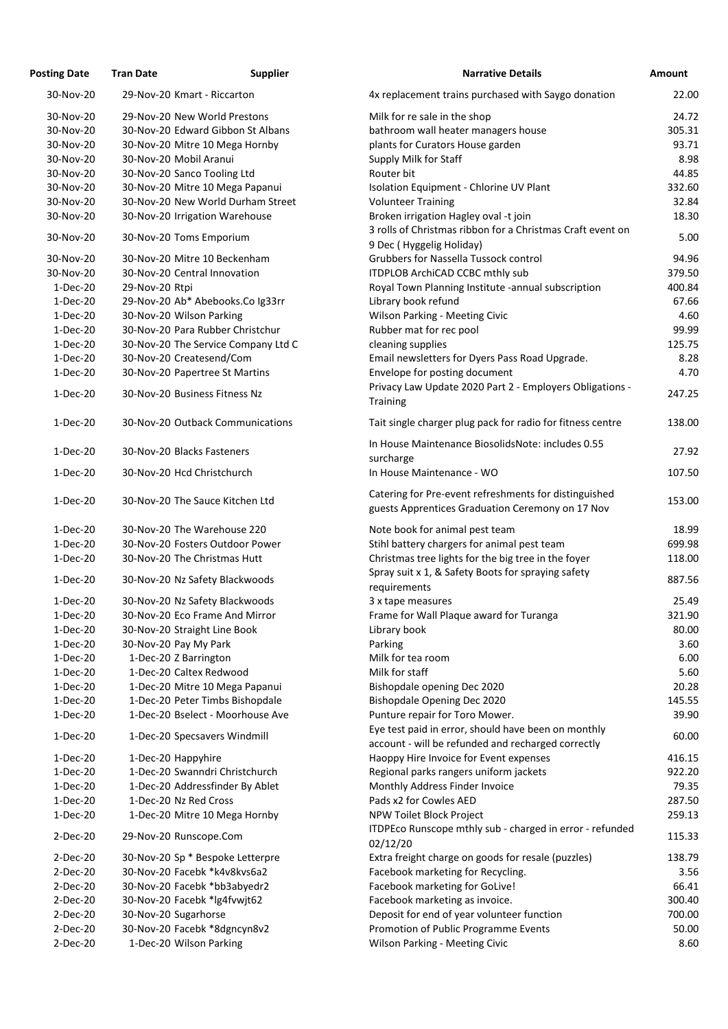| Posting Date | Tran Date | Supplier | Narrative Details | Amount |
|---|---|---|---|---|
| 30-Nov-20 | 29-Nov-20 | Kmart - Riccarton | 4x replacement trains purchased with Saygo donation | 22.00 |
| 30-Nov-20 | 29-Nov-20 | New World Prestons | Milk for re sale in the shop | 24.72 |
| 30-Nov-20 | 30-Nov-20 | Edward Gibbon St Albans | bathroom wall heater managers house | 305.31 |
| 30-Nov-20 | 30-Nov-20 | Mitre 10 Mega Hornby | plants for Curators House garden | 93.71 |
| 30-Nov-20 | 30-Nov-20 | Mobil Aranui | Supply Milk for Staff | 8.98 |
| 30-Nov-20 | 30-Nov-20 | Sanco Tooling Ltd | Router bit | 44.85 |
| 30-Nov-20 | 30-Nov-20 | Mitre 10 Mega Papanui | Isolation Equipment - Chlorine UV Plant | 332.60 |
| 30-Nov-20 | 30-Nov-20 | New World Durham Street | Volunteer Training | 32.84 |
| 30-Nov-20 | 30-Nov-20 | Irrigation Warehouse | Broken irrigation Hagley oval -t join | 18.30 |
| 30-Nov-20 | 30-Nov-20 | Toms Emporium | 3 rolls of Christmas ribbon for a Christmas Craft event on 9 Dec ( Hyggelig Holiday) | 5.00 |
| 30-Nov-20 | 30-Nov-20 | Mitre 10 Beckenham | Grubbers for Nassella Tussock control | 94.96 |
| 30-Nov-20 | 30-Nov-20 | Central Innovation | ITDPLOB ArchiCAD CCBC mthly sub | 379.50 |
| 1-Dec-20 | 29-Nov-20 | Rtpi | Royal Town Planning Institute -annual subscription | 400.84 |
| 1-Dec-20 | 29-Nov-20 | Ab* Abebooks.Co Ig33rr | Library book refund | 67.66 |
| 1-Dec-20 | 30-Nov-20 | Wilson Parking | Wilson Parking - Meeting Civic | 4.60 |
| 1-Dec-20 | 30-Nov-20 | Para Rubber Christchur | Rubber mat for rec pool | 99.99 |
| 1-Dec-20 | 30-Nov-20 | The Service Company Ltd C | cleaning supplies | 125.75 |
| 1-Dec-20 | 30-Nov-20 | Createsend/Com | Email newsletters for Dyers Pass Road Upgrade. | 8.28 |
| 1-Dec-20 | 30-Nov-20 | Papertree St Martins | Envelope for posting document | 4.70 |
| 1-Dec-20 | 30-Nov-20 | Business Fitness Nz | Privacy Law Update 2020 Part 2 - Employers Obligations - Training | 247.25 |
| 1-Dec-20 | 30-Nov-20 | Outback Communications | Tait single charger plug pack for radio for fitness centre | 138.00 |
| 1-Dec-20 | 30-Nov-20 | Blacks Fasteners | In House Maintenance BiosolidsNote: includes 0.55 surcharge | 27.92 |
| 1-Dec-20 | 30-Nov-20 | Hcd Christchurch | In House Maintenance - WO | 107.50 |
| 1-Dec-20 | 30-Nov-20 | The Sauce Kitchen Ltd | Catering for Pre-event refreshments for distinguished guests Apprentices Graduation Ceremony on 17 Nov | 153.00 |
| 1-Dec-20 | 30-Nov-20 | The Warehouse 220 | Note book for animal pest team | 18.99 |
| 1-Dec-20 | 30-Nov-20 | Fosters Outdoor Power | Stihl battery chargers for animal pest team | 699.98 |
| 1-Dec-20 | 30-Nov-20 | The Christmas Hutt | Christmas tree lights for the big tree in the foyer | 118.00 |
| 1-Dec-20 | 30-Nov-20 | Nz Safety Blackwoods | Spray suit x 1, & Safety Boots for spraying safety requirements | 887.56 |
| 1-Dec-20 | 30-Nov-20 | Nz Safety Blackwoods | 3 x tape measures | 25.49 |
| 1-Dec-20 | 30-Nov-20 | Eco Frame And Mirror | Frame for Wall Plaque award for Turanga | 321.90 |
| 1-Dec-20 | 30-Nov-20 | Straight Line Book | Library book | 80.00 |
| 1-Dec-20 | 30-Nov-20 | Pay My Park | Parking | 3.60 |
| 1-Dec-20 | 1-Dec-20 | Z Barrington | Milk for tea room | 6.00 |
| 1-Dec-20 | 1-Dec-20 | Caltex Redwood | Milk for staff | 5.60 |
| 1-Dec-20 | 1-Dec-20 | Mitre 10 Mega Papanui | Bishopdale opening Dec 2020 | 20.28 |
| 1-Dec-20 | 1-Dec-20 | Peter Timbs Bishopdale | Bishopdale Opening Dec 2020 | 145.55 |
| 1-Dec-20 | 1-Dec-20 | Bselect - Moorhouse Ave | Punture repair for Toro Mower. | 39.90 |
| 1-Dec-20 | 1-Dec-20 | Specsavers Windmill | Eye test paid in error, should have been on monthly account - will be refunded and recharged correctly | 60.00 |
| 1-Dec-20 | 1-Dec-20 | Happyhire | Haoppy Hire Invoice for Event expenses | 416.15 |
| 1-Dec-20 | 1-Dec-20 | Swanndri Christchurch | Regional parks rangers uniform jackets | 922.20 |
| 1-Dec-20 | 1-Dec-20 | Addressfinder By Ablet | Monthly Address Finder Invoice | 79.35 |
| 1-Dec-20 | 1-Dec-20 | Nz Red Cross | Pads x2 for Cowles AED | 287.50 |
| 1-Dec-20 | 1-Dec-20 | Mitre 10 Mega Hornby | NPW Toilet Block Project | 259.13 |
| 2-Dec-20 | 29-Nov-20 | Runscope.Com | ITDPEco Runscope mthly sub - charged in error - refunded 02/12/20 | 115.33 |
| 2-Dec-20 | 30-Nov-20 | Sp * Bespoke Letterpre | Extra freight charge on goods for resale (puzzles) | 138.79 |
| 2-Dec-20 | 30-Nov-20 | Facebk *k4v8kvs6a2 | Facebook marketing for Recycling. | 3.56 |
| 2-Dec-20 | 30-Nov-20 | Facebk *bb3abyedr2 | Facebook marketing for GoLive! | 66.41 |
| 2-Dec-20 | 30-Nov-20 | Facebk *lg4fvwjt62 | Facebook marketing as invoice. | 300.40 |
| 2-Dec-20 | 30-Nov-20 | Sugarhorse | Deposit for end of year volunteer function | 700.00 |
| 2-Dec-20 | 30-Nov-20 | Facebk *8dgncyn8v2 | Promotion of Public Programme Events | 50.00 |
| 2-Dec-20 | 1-Dec-20 | Wilson Parking | Wilson Parking - Meeting Civic | 8.60 |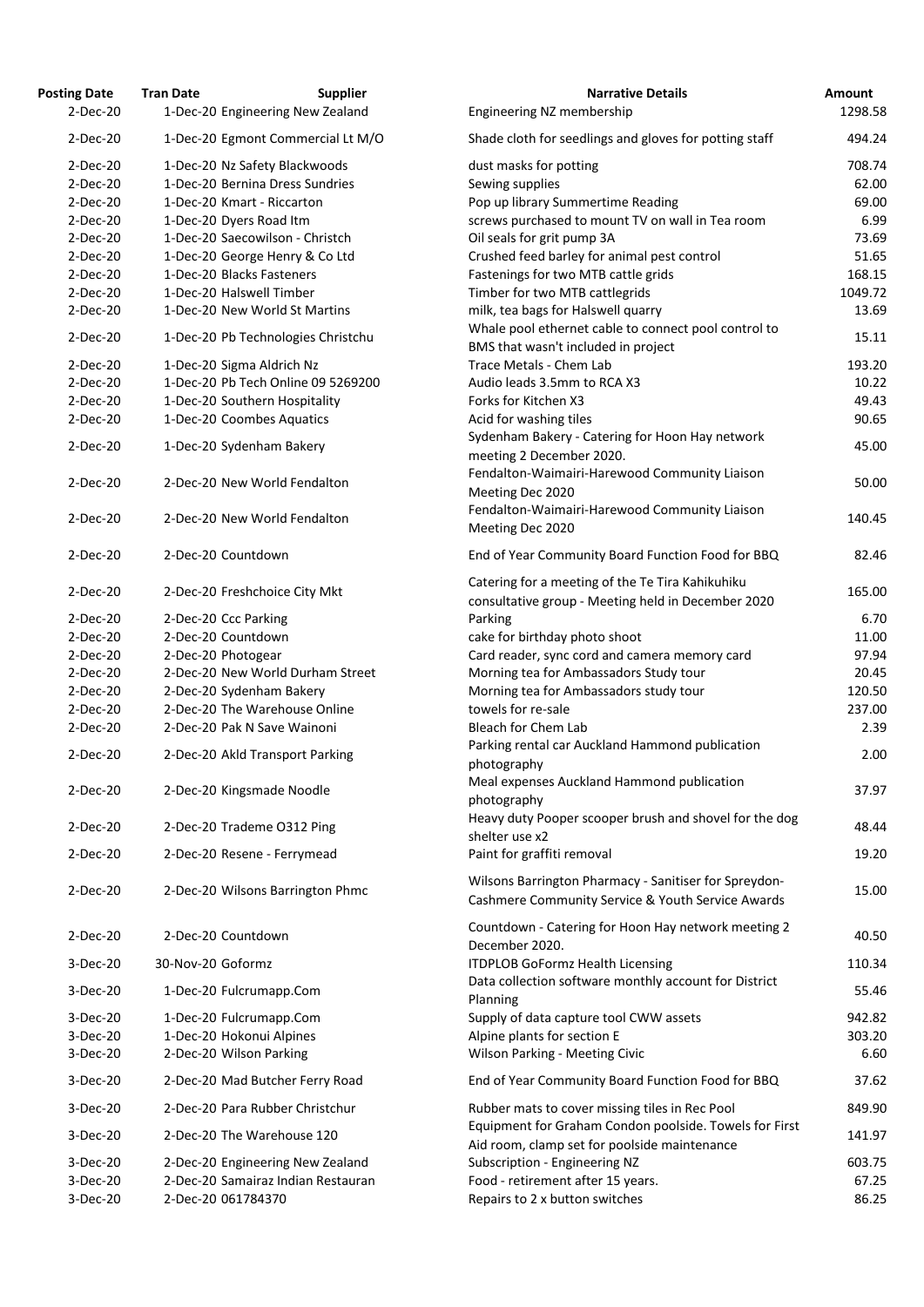| Posting Date | Tran Date | Supplier | Narrative Details | Amount |
|---|---|---|---|---|
| 2-Dec-20 | 1-Dec-20 | Engineering New Zealand | Engineering NZ membership | 1298.58 |
| 2-Dec-20 | 1-Dec-20 | Egmont Commercial Lt M/O | Shade cloth for seedlings and gloves for potting staff | 494.24 |
| 2-Dec-20 | 1-Dec-20 | Nz Safety Blackwoods | dust masks for potting | 708.74 |
| 2-Dec-20 | 1-Dec-20 | Bernina Dress Sundries | Sewing supplies | 62.00 |
| 2-Dec-20 | 1-Dec-20 | Kmart - Riccarton | Pop up library Summertime Reading | 69.00 |
| 2-Dec-20 | 1-Dec-20 | Dyers Road Itm | screws purchased to mount TV on wall in Tea room | 6.99 |
| 2-Dec-20 | 1-Dec-20 | Saecowilson - Christch | Oil seals for grit pump 3A | 73.69 |
| 2-Dec-20 | 1-Dec-20 | George Henry & Co Ltd | Crushed feed barley for animal pest control | 51.65 |
| 2-Dec-20 | 1-Dec-20 | Blacks Fasteners | Fastenings for two MTB cattle grids | 168.15 |
| 2-Dec-20 | 1-Dec-20 | Halswell Timber | Timber for two MTB cattlegrids | 1049.72 |
| 2-Dec-20 | 1-Dec-20 | New World St Martins | milk, tea bags for Halswell quarry | 13.69 |
| 2-Dec-20 | 1-Dec-20 | Pb Technologies Christchu | Whale pool ethernet cable to connect pool control to BMS that wasn't included in project | 15.11 |
| 2-Dec-20 | 1-Dec-20 | Sigma Aldrich Nz | Trace Metals - Chem Lab | 193.20 |
| 2-Dec-20 | 1-Dec-20 | Pb Tech Online 09 5269200 | Audio leads 3.5mm to RCA X3 | 10.22 |
| 2-Dec-20 | 1-Dec-20 | Southern Hospitality | Forks for Kitchen X3 | 49.43 |
| 2-Dec-20 | 1-Dec-20 | Coombes Aquatics | Acid for washing tiles | 90.65 |
| 2-Dec-20 | 1-Dec-20 | Sydenham Bakery | Sydenham Bakery - Catering for Hoon Hay network meeting 2 December 2020. | 45.00 |
| 2-Dec-20 | 2-Dec-20 | New World Fendalton | Fendalton-Waimairi-Harewood Community Liaison Meeting Dec 2020 | 50.00 |
| 2-Dec-20 | 2-Dec-20 | New World Fendalton | Fendalton-Waimairi-Harewood Community Liaison Meeting Dec 2020 | 140.45 |
| 2-Dec-20 | 2-Dec-20 | Countdown | End of Year Community Board Function Food for BBQ | 82.46 |
| 2-Dec-20 | 2-Dec-20 | Freshchoice City Mkt | Catering for a meeting of the Te Tira Kahikuhiku consultative group - Meeting held in December 2020 | 165.00 |
| 2-Dec-20 | 2-Dec-20 | Ccc Parking | Parking | 6.70 |
| 2-Dec-20 | 2-Dec-20 | Countdown | cake for birthday photo shoot | 11.00 |
| 2-Dec-20 | 2-Dec-20 | Photogear | Card reader, sync cord and camera memory card | 97.94 |
| 2-Dec-20 | 2-Dec-20 | New World Durham Street | Morning tea for Ambassadors Study tour | 20.45 |
| 2-Dec-20 | 2-Dec-20 | Sydenham Bakery | Morning tea for Ambassadors study tour | 120.50 |
| 2-Dec-20 | 2-Dec-20 | The Warehouse Online | towels for re-sale | 237.00 |
| 2-Dec-20 | 2-Dec-20 | Pak N Save Wainoni | Bleach for Chem Lab | 2.39 |
| 2-Dec-20 | 2-Dec-20 | Akld Transport Parking | Parking rental car Auckland Hammond publication photography | 2.00 |
| 2-Dec-20 | 2-Dec-20 | Kingsmade Noodle | Meal expenses Auckland Hammond publication photography | 37.97 |
| 2-Dec-20 | 2-Dec-20 | Trademe O312 Ping | Heavy duty Pooper scooper brush and shovel for the dog shelter use x2 | 48.44 |
| 2-Dec-20 | 2-Dec-20 | Resene - Ferrymead | Paint for graffiti removal | 19.20 |
| 2-Dec-20 | 2-Dec-20 | Wilsons Barrington Phmc | Wilsons Barrington Pharmacy - Sanitiser for Spreydon-Cashmere Community Service & Youth Service Awards | 15.00 |
| 2-Dec-20 | 2-Dec-20 | Countdown | Countdown - Catering for Hoon Hay network meeting 2 December 2020. | 40.50 |
| 3-Dec-20 | 30-Nov-20 | Goformz | ITDPLOB GoFormz Health Licensing | 110.34 |
| 3-Dec-20 | 1-Dec-20 | Fulcrumapp.Com | Data collection software monthly account for District Planning | 55.46 |
| 3-Dec-20 | 1-Dec-20 | Fulcrumapp.Com | Supply of data capture tool CWW assets | 942.82 |
| 3-Dec-20 | 1-Dec-20 | Hokonui Alpines | Alpine plants for section E | 303.20 |
| 3-Dec-20 | 2-Dec-20 | Wilson Parking | Wilson Parking - Meeting Civic | 6.60 |
| 3-Dec-20 | 2-Dec-20 | Mad Butcher Ferry Road | End of Year Community Board Function Food for BBQ | 37.62 |
| 3-Dec-20 | 2-Dec-20 | Para Rubber Christchur | Rubber mats to cover missing tiles in Rec Pool | 849.90 |
| 3-Dec-20 | 2-Dec-20 | The Warehouse 120 | Equipment for Graham Condon poolside. Towels for First Aid room, clamp set for poolside maintenance | 141.97 |
| 3-Dec-20 | 2-Dec-20 | Engineering New Zealand | Subscription - Engineering NZ | 603.75 |
| 3-Dec-20 | 2-Dec-20 | Samairaz Indian Restauran | Food - retirement after 15 years. | 67.25 |
| 3-Dec-20 | 2-Dec-20 | 061784370 | Repairs to 2 x button switches | 86.25 |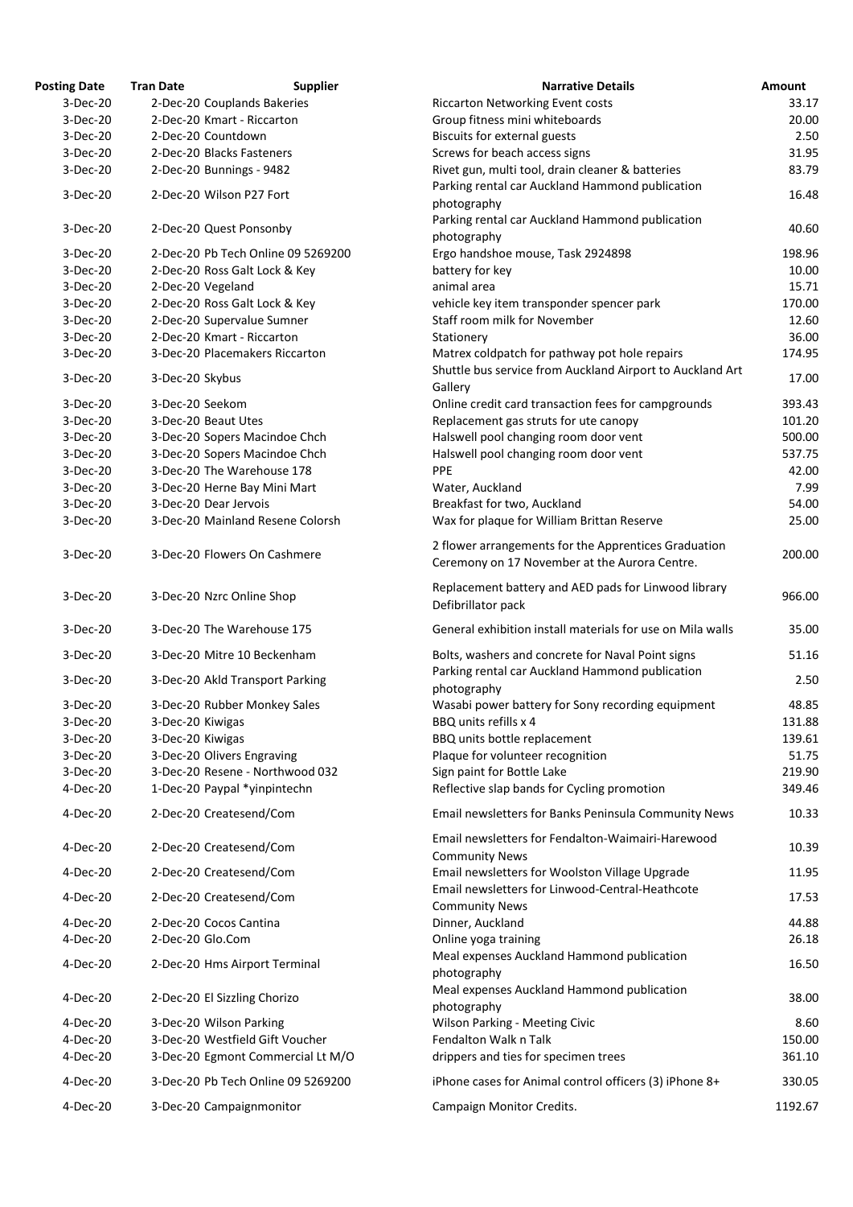| Posting Date | Tran Date | Supplier | Narrative Details | Amount |
|---|---|---|---|---|
| 3-Dec-20 | 2-Dec-20 | Couplands Bakeries | Riccarton Networking Event costs | 33.17 |
| 3-Dec-20 | 2-Dec-20 | Kmart - Riccarton | Group fitness mini whiteboards | 20.00 |
| 3-Dec-20 | 2-Dec-20 | Countdown | Biscuits for external guests | 2.50 |
| 3-Dec-20 | 2-Dec-20 | Blacks Fasteners | Screws for beach access signs | 31.95 |
| 3-Dec-20 | 2-Dec-20 | Bunnings - 9482 | Rivet gun, multi tool, drain cleaner & batteries | 83.79 |
| 3-Dec-20 | 2-Dec-20 | Wilson P27 Fort | Parking rental car Auckland Hammond publication photography | 16.48 |
| 3-Dec-20 | 2-Dec-20 | Quest Ponsonby | Parking rental car Auckland Hammond publication photography | 40.60 |
| 3-Dec-20 | 2-Dec-20 | Pb Tech Online 09 5269200 | Ergo handshoe mouse, Task 2924898 | 198.96 |
| 3-Dec-20 | 2-Dec-20 | Ross Galt Lock & Key | battery for key | 10.00 |
| 3-Dec-20 | 2-Dec-20 | Vegeland | animal area | 15.71 |
| 3-Dec-20 | 2-Dec-20 | Ross Galt Lock & Key | vehicle key item transponder spencer park | 170.00 |
| 3-Dec-20 | 2-Dec-20 | Supervalue Sumner | Staff room milk for November | 12.60 |
| 3-Dec-20 | 2-Dec-20 | Kmart - Riccarton | Stationery | 36.00 |
| 3-Dec-20 | 3-Dec-20 | Placemakers Riccarton | Matrex coldpatch for pathway pot hole repairs | 174.95 |
| 3-Dec-20 | 3-Dec-20 | Skybus | Shuttle bus service from Auckland Airport to Auckland Art Gallery | 17.00 |
| 3-Dec-20 | 3-Dec-20 | Seekom | Online credit card transaction fees for campgrounds | 393.43 |
| 3-Dec-20 | 3-Dec-20 | Beaut Utes | Replacement gas struts for ute canopy | 101.20 |
| 3-Dec-20 | 3-Dec-20 | Sopers Macindoe Chch | Halswell pool changing room door vent | 500.00 |
| 3-Dec-20 | 3-Dec-20 | Sopers Macindoe Chch | Halswell pool changing room door vent | 537.75 |
| 3-Dec-20 | 3-Dec-20 | The Warehouse 178 | PPE | 42.00 |
| 3-Dec-20 | 3-Dec-20 | Herne Bay Mini Mart | Water, Auckland | 7.99 |
| 3-Dec-20 | 3-Dec-20 | Dear Jervois | Breakfast for two, Auckland | 54.00 |
| 3-Dec-20 | 3-Dec-20 | Mainland Resene Colorsh | Wax for plaque for William Brittan Reserve | 25.00 |
| 3-Dec-20 | 3-Dec-20 | Flowers On Cashmere | 2 flower arrangements for the Apprentices Graduation Ceremony on 17 November at the Aurora Centre. | 200.00 |
| 3-Dec-20 | 3-Dec-20 | Nzrc Online Shop | Replacement battery and AED pads for Linwood library Defibrillator pack | 966.00 |
| 3-Dec-20 | 3-Dec-20 | The Warehouse 175 | General exhibition install materials for use on Mila walls | 35.00 |
| 3-Dec-20 | 3-Dec-20 | Mitre 10 Beckenham | Bolts, washers and concrete for Naval Point signs | 51.16 |
| 3-Dec-20 | 3-Dec-20 | Akld Transport Parking | Parking rental car Auckland Hammond publication photography | 2.50 |
| 3-Dec-20 | 3-Dec-20 | Rubber Monkey Sales | Wasabi power battery for Sony recording equipment | 48.85 |
| 3-Dec-20 | 3-Dec-20 | Kiwigas | BBQ units refills x 4 | 131.88 |
| 3-Dec-20 | 3-Dec-20 | Kiwigas | BBQ units bottle replacement | 139.61 |
| 3-Dec-20 | 3-Dec-20 | Olivers Engraving | Plaque for volunteer recognition | 51.75 |
| 3-Dec-20 | 3-Dec-20 | Resene - Northwood 032 | Sign paint for Bottle Lake | 219.90 |
| 4-Dec-20 | 1-Dec-20 | Paypal *yinpintechn | Reflective slap bands for Cycling promotion | 349.46 |
| 4-Dec-20 | 2-Dec-20 | Createsend/Com | Email newsletters for Banks Peninsula Community News | 10.33 |
| 4-Dec-20 | 2-Dec-20 | Createsend/Com | Email newsletters for Fendalton-Waimairi-Harewood Community News | 10.39 |
| 4-Dec-20 | 2-Dec-20 | Createsend/Com | Email newsletters for Woolston Village Upgrade | 11.95 |
| 4-Dec-20 | 2-Dec-20 | Createsend/Com | Email newsletters for Linwood-Central-Heathcote Community News | 17.53 |
| 4-Dec-20 | 2-Dec-20 | Cocos Cantina | Dinner, Auckland | 44.88 |
| 4-Dec-20 | 2-Dec-20 | Glo.Com | Online yoga training | 26.18 |
| 4-Dec-20 | 2-Dec-20 | Hms Airport Terminal | Meal expenses Auckland Hammond publication photography | 16.50 |
| 4-Dec-20 | 2-Dec-20 | El Sizzling Chorizo | Meal expenses Auckland Hammond publication photography | 38.00 |
| 4-Dec-20 | 3-Dec-20 | Wilson Parking | Wilson Parking - Meeting Civic | 8.60 |
| 4-Dec-20 | 3-Dec-20 | Westfield Gift Voucher | Fendalton Walk n Talk | 150.00 |
| 4-Dec-20 | 3-Dec-20 | Egmont Commercial Lt M/O | drippers and ties for specimen trees | 361.10 |
| 4-Dec-20 | 3-Dec-20 | Pb Tech Online 09 5269200 | iPhone cases for Animal control officers (3) iPhone 8+ | 330.05 |
| 4-Dec-20 | 3-Dec-20 | Campaignmonitor | Campaign Monitor Credits. | 1192.67 |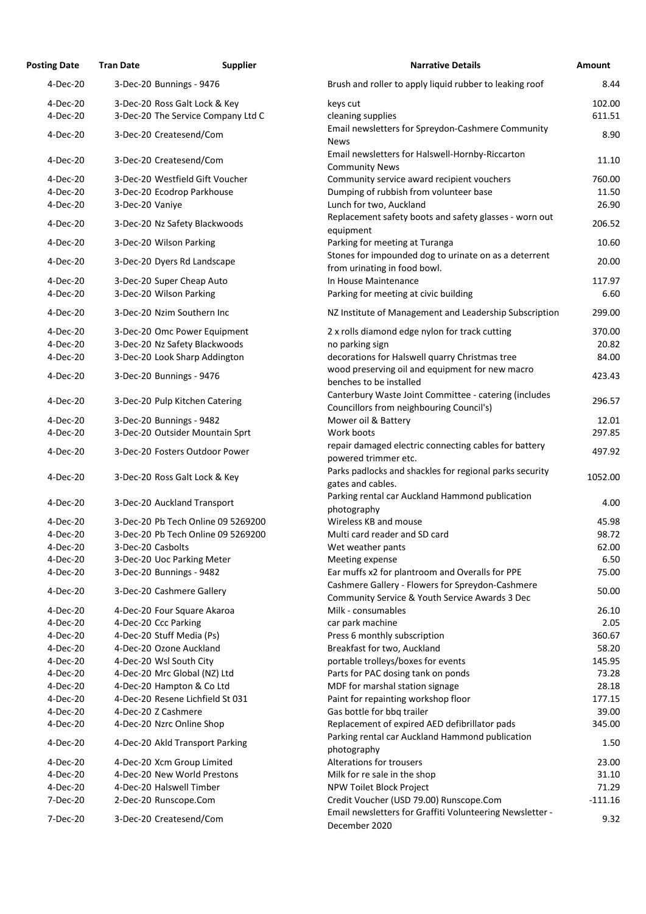| Posting Date | Tran Date | Supplier | Narrative Details | Amount |
|---|---|---|---|---|
| 4-Dec-20 | 3-Dec-20 | Bunnings - 9476 | Brush and roller to apply liquid rubber to leaking roof | 8.44 |
| 4-Dec-20 | 3-Dec-20 | Ross Galt Lock & Key | keys cut | 102.00 |
| 4-Dec-20 | 3-Dec-20 | The Service Company Ltd C | cleaning supplies | 611.51 |
| 4-Dec-20 | 3-Dec-20 | Createsend/Com | Email newsletters for Spreydon-Cashmere Community News | 8.90 |
| 4-Dec-20 | 3-Dec-20 | Createsend/Com | Email newsletters for Halswell-Hornby-Riccarton Community News | 11.10 |
| 4-Dec-20 | 3-Dec-20 | Westfield Gift Voucher | Community service award recipient vouchers | 760.00 |
| 4-Dec-20 | 3-Dec-20 | Ecodrop Parkhouse | Dumping of rubbish from volunteer base | 11.50 |
| 4-Dec-20 | 3-Dec-20 | Vaniye | Lunch for two, Auckland | 26.90 |
| 4-Dec-20 | 3-Dec-20 | Nz Safety Blackwoods | Replacement safety boots and safety glasses - worn out equipment | 206.52 |
| 4-Dec-20 | 3-Dec-20 | Wilson Parking | Parking for meeting at Turanga | 10.60 |
| 4-Dec-20 | 3-Dec-20 | Dyers Rd Landscape | Stones for impounded dog to urinate on as a deterrent from urinating in food bowl. | 20.00 |
| 4-Dec-20 | 3-Dec-20 | Super Cheap Auto | In House Maintenance | 117.97 |
| 4-Dec-20 | 3-Dec-20 | Wilson Parking | Parking for meeting at civic building | 6.60 |
| 4-Dec-20 | 3-Dec-20 | Nzim Southern Inc | NZ Institute of Management and Leadership Subscription | 299.00 |
| 4-Dec-20 | 3-Dec-20 | Omc Power Equipment | 2 x rolls diamond edge nylon for track cutting | 370.00 |
| 4-Dec-20 | 3-Dec-20 | Nz Safety Blackwoods | no parking sign | 20.82 |
| 4-Dec-20 | 3-Dec-20 | Look Sharp Addington | decorations for Halswell quarry Christmas tree | 84.00 |
| 4-Dec-20 | 3-Dec-20 | Bunnings - 9476 | wood preserving oil and equipment for new macro benches to be installed | 423.43 |
| 4-Dec-20 | 3-Dec-20 | Pulp Kitchen Catering | Canterbury Waste Joint Committee - catering (includes Councillors from neighbouring Council's) | 296.57 |
| 4-Dec-20 | 3-Dec-20 | Bunnings - 9482 | Mower oil & Battery | 12.01 |
| 4-Dec-20 | 3-Dec-20 | Outsider Mountain Sprt | Work boots | 297.85 |
| 4-Dec-20 | 3-Dec-20 | Fosters Outdoor Power | repair damaged electric connecting cables for battery powered trimmer etc. | 497.92 |
| 4-Dec-20 | 3-Dec-20 | Ross Galt Lock & Key | Parks padlocks and shackles for regional parks security gates and cables. | 1052.00 |
| 4-Dec-20 | 3-Dec-20 | Auckland Transport | Parking rental car Auckland Hammond publication photography | 4.00 |
| 4-Dec-20 | 3-Dec-20 | Pb Tech Online 09 5269200 | Wireless KB and mouse | 45.98 |
| 4-Dec-20 | 3-Dec-20 | Pb Tech Online 09 5269200 | Multi card reader and SD card | 98.72 |
| 4-Dec-20 | 3-Dec-20 | Casbolts | Wet weather pants | 62.00 |
| 4-Dec-20 | 3-Dec-20 | Uoc Parking Meter | Meeting expense | 6.50 |
| 4-Dec-20 | 3-Dec-20 | Bunnings - 9482 | Ear muffs x2 for plantroom and Overalls for PPE | 75.00 |
| 4-Dec-20 | 3-Dec-20 | Cashmere Gallery | Cashmere Gallery - Flowers for Spreydon-Cashmere Community Service & Youth Service Awards 3 Dec | 50.00 |
| 4-Dec-20 | 4-Dec-20 | Four Square Akaroa | Milk - consumables | 26.10 |
| 4-Dec-20 | 4-Dec-20 | Ccc Parking | car park machine | 2.05 |
| 4-Dec-20 | 4-Dec-20 | Stuff Media (Ps) | Press 6 monthly subscription | 360.67 |
| 4-Dec-20 | 4-Dec-20 | Ozone Auckland | Breakfast for two, Auckland | 58.20 |
| 4-Dec-20 | 4-Dec-20 | Wsl South City | portable trolleys/boxes for events | 145.95 |
| 4-Dec-20 | 4-Dec-20 | Mrc Global (NZ) Ltd | Parts for PAC dosing tank on ponds | 73.28 |
| 4-Dec-20 | 4-Dec-20 | Hampton & Co Ltd | MDF for marshal station signage | 28.18 |
| 4-Dec-20 | 4-Dec-20 | Resene Lichfield St 031 | Paint for repainting workshop floor | 177.15 |
| 4-Dec-20 | 4-Dec-20 | Z Cashmere | Gas bottle for bbq trailer | 39.00 |
| 4-Dec-20 | 4-Dec-20 | Nzrc Online Shop | Replacement of expired AED defibrillator pads | 345.00 |
| 4-Dec-20 | 4-Dec-20 | Akld Transport Parking | Parking rental car Auckland Hammond publication photography | 1.50 |
| 4-Dec-20 | 4-Dec-20 | Xcm Group Limited | Alterations for trousers | 23.00 |
| 4-Dec-20 | 4-Dec-20 | New World Prestons | Milk for re sale in the shop | 31.10 |
| 4-Dec-20 | 4-Dec-20 | Halswell Timber | NPW Toilet Block Project | 71.29 |
| 7-Dec-20 | 2-Dec-20 | Runscope.Com | Credit Voucher (USD 79.00) Runscope.Com | -111.16 |
| 7-Dec-20 | 3-Dec-20 | Createsend/Com | Email newsletters for Graffiti Volunteering Newsletter - December 2020 | 9.32 |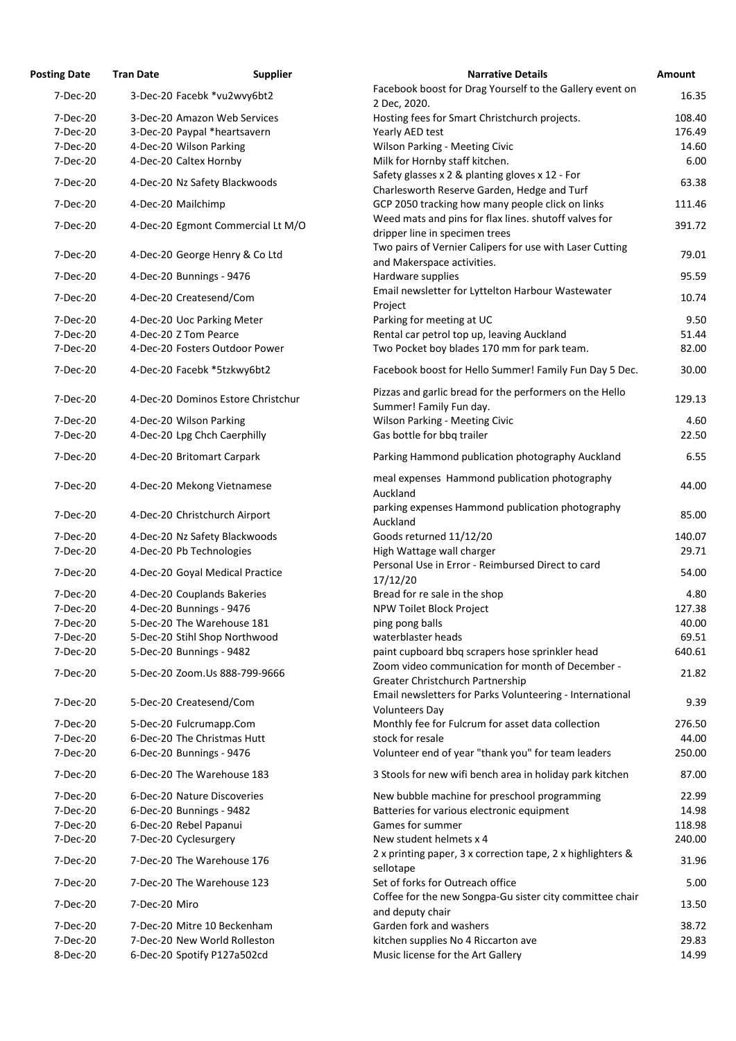| Posting Date | Tran Date | Supplier | Narrative Details | Amount |
|---|---|---|---|---|
| 7-Dec-20 | 3-Dec-20 | Facebk *vu2wvy6bt2 | Facebook boost for Drag Yourself to the Gallery event on 2 Dec, 2020. | 16.35 |
| 7-Dec-20 | 3-Dec-20 | Amazon Web Services | Hosting fees for Smart Christchurch projects. | 108.40 |
| 7-Dec-20 | 3-Dec-20 | Paypal *heartsavern | Yearly AED test | 176.49 |
| 7-Dec-20 | 4-Dec-20 | Wilson Parking | Wilson Parking - Meeting Civic | 14.60 |
| 7-Dec-20 | 4-Dec-20 | Caltex Hornby | Milk for Hornby staff kitchen. | 6.00 |
| 7-Dec-20 | 4-Dec-20 | Nz Safety Blackwoods | Safety glasses x 2 & planting gloves x 12 - For Charlesworth Reserve Garden, Hedge and Turf | 63.38 |
| 7-Dec-20 | 4-Dec-20 | Mailchimp | GCP 2050 tracking how many people click on links | 111.46 |
| 7-Dec-20 | 4-Dec-20 | Egmont Commercial Lt M/O | Weed mats and pins for flax lines. shutoff valves for dripper line in specimen trees | 391.72 |
| 7-Dec-20 | 4-Dec-20 | George Henry & Co Ltd | Two pairs of Vernier Calipers for use with Laser Cutting and Makerspace activities. | 79.01 |
| 7-Dec-20 | 4-Dec-20 | Bunnings - 9476 | Hardware supplies | 95.59 |
| 7-Dec-20 | 4-Dec-20 | Createsend/Com | Email newsletter for Lyttelton Harbour Wastewater Project | 10.74 |
| 7-Dec-20 | 4-Dec-20 | Uoc Parking Meter | Parking for meeting at UC | 9.50 |
| 7-Dec-20 | 4-Dec-20 | Z Tom Pearce | Rental car petrol top up, leaving Auckland | 51.44 |
| 7-Dec-20 | 4-Dec-20 | Fosters Outdoor Power | Two Pocket boy blades 170 mm for park team. | 82.00 |
| 7-Dec-20 | 4-Dec-20 | Facebk *5tzkwy6bt2 | Facebook boost for Hello Summer! Family Fun Day 5 Dec. | 30.00 |
| 7-Dec-20 | 4-Dec-20 | Dominos Estore Christchur | Pizzas and garlic bread for the performers on the Hello Summer! Family Fun day. | 129.13 |
| 7-Dec-20 | 4-Dec-20 | Wilson Parking | Wilson Parking - Meeting Civic | 4.60 |
| 7-Dec-20 | 4-Dec-20 | Lpg Chch Caerphilly | Gas bottle for bbq trailer | 22.50 |
| 7-Dec-20 | 4-Dec-20 | Britomart Carpark | Parking Hammond publication photography Auckland | 6.55 |
| 7-Dec-20 | 4-Dec-20 | Mekong Vietnamese | meal expenses Hammond publication photography Auckland | 44.00 |
| 7-Dec-20 | 4-Dec-20 | Christchurch Airport | parking expenses Hammond publication photography Auckland | 85.00 |
| 7-Dec-20 | 4-Dec-20 | Nz Safety Blackwoods | Goods returned 11/12/20 | 140.07 |
| 7-Dec-20 | 4-Dec-20 | Pb Technologies | High Wattage wall charger | 29.71 |
| 7-Dec-20 | 4-Dec-20 | Goyal Medical Practice | Personal Use in Error - Reimbursed Direct to card 17/12/20 | 54.00 |
| 7-Dec-20 | 4-Dec-20 | Couplands Bakeries | Bread for re sale in the shop | 4.80 |
| 7-Dec-20 | 4-Dec-20 | Bunnings - 9476 | NPW Toilet Block Project | 127.38 |
| 7-Dec-20 | 5-Dec-20 | The Warehouse 181 | ping pong balls | 40.00 |
| 7-Dec-20 | 5-Dec-20 | Stihl Shop Northwood | waterblaster heads | 69.51 |
| 7-Dec-20 | 5-Dec-20 | Bunnings - 9482 | paint cupboard bbq scrapers hose sprinkler head | 640.61 |
| 7-Dec-20 | 5-Dec-20 | Zoom.Us 888-799-9666 | Zoom video communication for month of December - Greater Christchurch Partnership | 21.82 |
| 7-Dec-20 | 5-Dec-20 | Createsend/Com | Email newsletters for Parks Volunteering - International Volunteers Day | 9.39 |
| 7-Dec-20 | 5-Dec-20 | Fulcrumapp.Com | Monthly fee for Fulcrum for asset data collection | 276.50 |
| 7-Dec-20 | 6-Dec-20 | The Christmas Hutt | stock for resale | 44.00 |
| 7-Dec-20 | 6-Dec-20 | Bunnings - 9476 | Volunteer end of year "thank you" for team leaders | 250.00 |
| 7-Dec-20 | 6-Dec-20 | The Warehouse 183 | 3 Stools for new wifi bench area in holiday park kitchen | 87.00 |
| 7-Dec-20 | 6-Dec-20 | Nature Discoveries | New bubble machine for preschool programming | 22.99 |
| 7-Dec-20 | 6-Dec-20 | Bunnings - 9482 | Batteries for various electronic equipment | 14.98 |
| 7-Dec-20 | 6-Dec-20 | Rebel Papanui | Games for summer | 118.98 |
| 7-Dec-20 | 7-Dec-20 | Cyclesurgery | New student helmets x 4 | 240.00 |
| 7-Dec-20 | 7-Dec-20 | The Warehouse 176 | 2 x printing paper, 3 x correction tape, 2 x highlighters & sellotape | 31.96 |
| 7-Dec-20 | 7-Dec-20 | The Warehouse 123 | Set of forks for Outreach office | 5.00 |
| 7-Dec-20 | 7-Dec-20 | Miro | Coffee for the new Songpa-Gu sister city committee chair and deputy chair | 13.50 |
| 7-Dec-20 | 7-Dec-20 | Mitre 10 Beckenham | Garden fork and washers | 38.72 |
| 7-Dec-20 | 7-Dec-20 | New World Rolleston | kitchen supplies No 4 Riccarton ave | 29.83 |
| 8-Dec-20 | 6-Dec-20 | Spotify P127a502cd | Music license for the Art Gallery | 14.99 |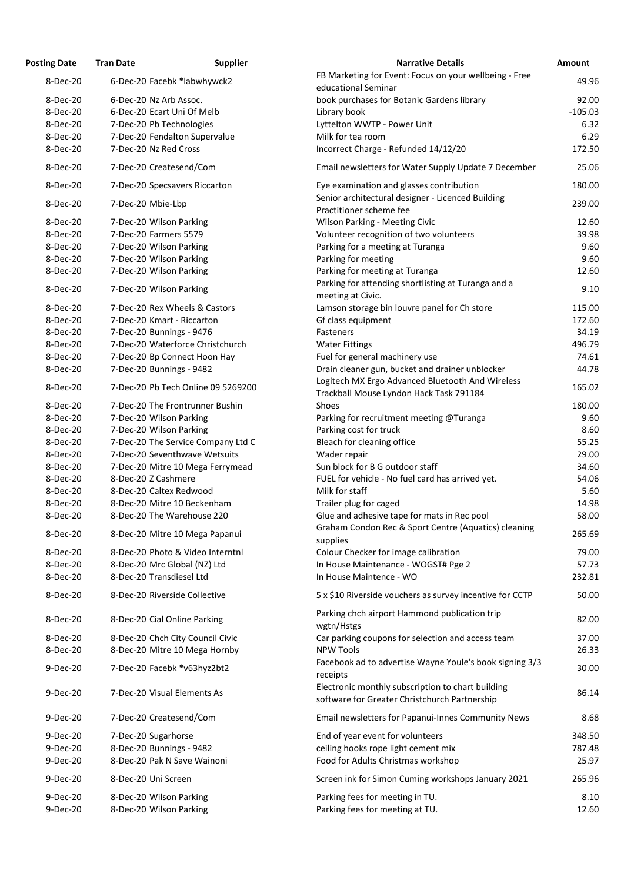| Posting Date | Tran Date | Supplier | Narrative Details | Amount |
|---|---|---|---|---|
| 8-Dec-20 | 6-Dec-20 | Facebk *labwhywck2 | FB Marketing for Event: Focus on your wellbeing - Free educational Seminar | 49.96 |
| 8-Dec-20 | 6-Dec-20 | Nz Arb Assoc. | book purchases for Botanic Gardens library | 92.00 |
| 8-Dec-20 | 6-Dec-20 | Ecart Uni Of Melb | Library book | -105.03 |
| 8-Dec-20 | 7-Dec-20 | Pb Technologies | Lyttelton WWTP - Power Unit | 6.32 |
| 8-Dec-20 | 7-Dec-20 | Fendalton Supervalue | Milk for tea room | 6.29 |
| 8-Dec-20 | 7-Dec-20 | Nz Red Cross | Incorrect Charge - Refunded 14/12/20 | 172.50 |
| 8-Dec-20 | 7-Dec-20 | Createsend/Com | Email newsletters for Water Supply Update 7 December | 25.06 |
| 8-Dec-20 | 7-Dec-20 | Specsavers Riccarton | Eye examination and glasses contribution | 180.00 |
| 8-Dec-20 | 7-Dec-20 | Mbie-Lbp | Senior architectural designer - Licenced Building Practitioner scheme fee | 239.00 |
| 8-Dec-20 | 7-Dec-20 | Wilson Parking | Wilson Parking - Meeting Civic | 12.60 |
| 8-Dec-20 | 7-Dec-20 | Farmers 5579 | Volunteer recognition of two volunteers | 39.98 |
| 8-Dec-20 | 7-Dec-20 | Wilson Parking | Parking for a meeting at Turanga | 9.60 |
| 8-Dec-20 | 7-Dec-20 | Wilson Parking | Parking for meeting | 9.60 |
| 8-Dec-20 | 7-Dec-20 | Wilson Parking | Parking for meeting at Turanga | 12.60 |
| 8-Dec-20 | 7-Dec-20 | Wilson Parking | Parking for attending shortlisting at Turanga and a meeting at Civic. | 9.10 |
| 8-Dec-20 | 7-Dec-20 | Rex Wheels & Castors | Lamson storage bin louvre panel for Ch store | 115.00 |
| 8-Dec-20 | 7-Dec-20 | Kmart - Riccarton | Gf class equipment | 172.60 |
| 8-Dec-20 | 7-Dec-20 | Bunnings - 9476 | Fasteners | 34.19 |
| 8-Dec-20 | 7-Dec-20 | Waterforce Christchurch | Water Fittings | 496.79 |
| 8-Dec-20 | 7-Dec-20 | Bp Connect Hoon Hay | Fuel for general machinery use | 74.61 |
| 8-Dec-20 | 7-Dec-20 | Bunnings - 9482 | Drain cleaner gun, bucket and drainer unblocker | 44.78 |
| 8-Dec-20 | 7-Dec-20 | Pb Tech Online 09 5269200 | Logitech MX Ergo Advanced Bluetooth And Wireless Trackball Mouse Lyndon Hack Task 791184 | 165.02 |
| 8-Dec-20 | 7-Dec-20 | The Frontrunner Bushin | Shoes | 180.00 |
| 8-Dec-20 | 7-Dec-20 | Wilson Parking | Parking for recruitment meeting @Turanga | 9.60 |
| 8-Dec-20 | 7-Dec-20 | Wilson Parking | Parking cost for truck | 8.60 |
| 8-Dec-20 | 7-Dec-20 | The Service Company Ltd C | Bleach for cleaning office | 55.25 |
| 8-Dec-20 | 7-Dec-20 | Seventhwave Wetsuits | Wader repair | 29.00 |
| 8-Dec-20 | 7-Dec-20 | Mitre 10 Mega Ferrymead | Sun block for B G outdoor staff | 34.60 |
| 8-Dec-20 | 8-Dec-20 | Z Cashmere | FUEL for vehicle - No fuel card has arrived yet. | 54.06 |
| 8-Dec-20 | 8-Dec-20 | Caltex Redwood | Milk for staff | 5.60 |
| 8-Dec-20 | 8-Dec-20 | Mitre 10 Beckenham | Trailer plug for caged | 14.98 |
| 8-Dec-20 | 8-Dec-20 | The Warehouse 220 | Glue and adhesive tape for mats in Rec pool | 58.00 |
| 8-Dec-20 | 8-Dec-20 | Mitre 10 Mega Papanui | Graham Condon Rec & Sport Centre (Aquatics) cleaning supplies | 265.69 |
| 8-Dec-20 | 8-Dec-20 | Photo & Video Interntnl | Colour Checker for image calibration | 79.00 |
| 8-Dec-20 | 8-Dec-20 | Mrc Global (NZ) Ltd | In House Maintenance - WOGST# Pge 2 | 57.73 |
| 8-Dec-20 | 8-Dec-20 | Transdiesel Ltd | In House Maintence - WO | 232.81 |
| 8-Dec-20 | 8-Dec-20 | Riverside Collective | 5 x $10 Riverside vouchers as survey incentive for CCTP | 50.00 |
| 8-Dec-20 | 8-Dec-20 | Cial Online Parking | Parking chch airport Hammond publication trip wgtn/Hstgs | 82.00 |
| 8-Dec-20 | 8-Dec-20 | Chch City Council Civic | Car parking coupons for selection and access team | 37.00 |
| 8-Dec-20 | 8-Dec-20 | Mitre 10 Mega Hornby | NPW Tools | 26.33 |
| 9-Dec-20 | 7-Dec-20 | Facebk *v63hyz2bt2 | Facebook ad to advertise Wayne Youle's book signing 3/3 receipts | 30.00 |
| 9-Dec-20 | 7-Dec-20 | Visual Elements As | Electronic monthly subscription to chart building software for Greater Christchurch Partnership | 86.14 |
| 9-Dec-20 | 7-Dec-20 | Createsend/Com | Email newsletters for Papanui-Innes Community News | 8.68 |
| 9-Dec-20 | 7-Dec-20 | Sugarhorse | End of year event for volunteers | 348.50 |
| 9-Dec-20 | 8-Dec-20 | Bunnings - 9482 | ceiling hooks rope light cement mix | 787.48 |
| 9-Dec-20 | 8-Dec-20 | Pak N Save Wainoni | Food for Adults Christmas workshop | 25.97 |
| 9-Dec-20 | 8-Dec-20 | Uni Screen | Screen ink for Simon Cuming workshops January 2021 | 265.96 |
| 9-Dec-20 | 8-Dec-20 | Wilson Parking | Parking fees for meeting in TU. | 8.10 |
| 9-Dec-20 | 8-Dec-20 | Wilson Parking | Parking fees for meeting at TU. | 12.60 |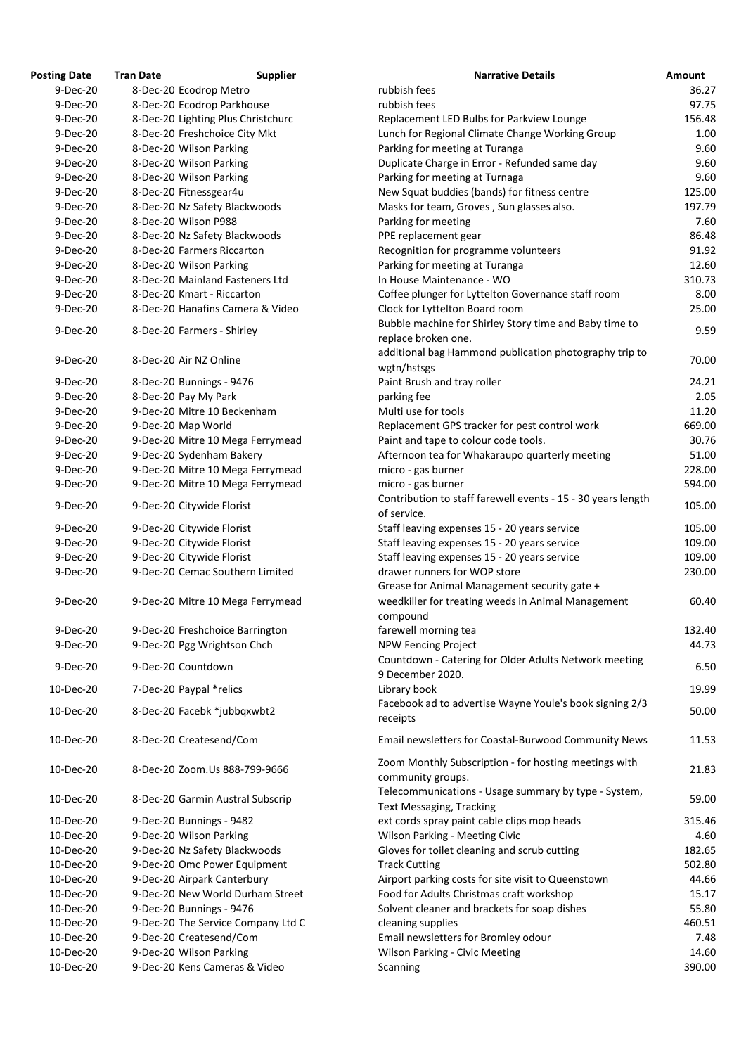| Posting Date | Tran Date | Supplier | Narrative Details | Amount |
|---|---|---|---|---|
| 9-Dec-20 | 8-Dec-20 | Ecodrop Metro | rubbish fees | 36.27 |
| 9-Dec-20 | 8-Dec-20 | Ecodrop Parkhouse | rubbish fees | 97.75 |
| 9-Dec-20 | 8-Dec-20 | Lighting Plus Christchurc | Replacement LED Bulbs for Parkview Lounge | 156.48 |
| 9-Dec-20 | 8-Dec-20 | Freshchoice City Mkt | Lunch for Regional Climate Change Working Group | 1.00 |
| 9-Dec-20 | 8-Dec-20 | Wilson Parking | Parking for meeting at Turanga | 9.60 |
| 9-Dec-20 | 8-Dec-20 | Wilson Parking | Duplicate Charge in Error - Refunded same day | 9.60 |
| 9-Dec-20 | 8-Dec-20 | Wilson Parking | Parking for meeting at Turnaga | 9.60 |
| 9-Dec-20 | 8-Dec-20 | Fitnessgear4u | New Squat buddies (bands) for fitness centre | 125.00 |
| 9-Dec-20 | 8-Dec-20 | Nz Safety Blackwoods | Masks for team, Groves , Sun glasses also. | 197.79 |
| 9-Dec-20 | 8-Dec-20 | Wilson P988 | Parking for meeting | 7.60 |
| 9-Dec-20 | 8-Dec-20 | Nz Safety Blackwoods | PPE replacement gear | 86.48 |
| 9-Dec-20 | 8-Dec-20 | Farmers Riccarton | Recognition for programme volunteers | 91.92 |
| 9-Dec-20 | 8-Dec-20 | Wilson Parking | Parking for meeting at Turanga | 12.60 |
| 9-Dec-20 | 8-Dec-20 | Mainland Fasteners Ltd | In House Maintenance - WO | 310.73 |
| 9-Dec-20 | 8-Dec-20 | Kmart - Riccarton | Coffee plunger for Lyttelton Governance staff room | 8.00 |
| 9-Dec-20 | 8-Dec-20 | Hanafins Camera & Video | Clock for Lyttelton Board room | 25.00 |
| 9-Dec-20 | 8-Dec-20 | Farmers - Shirley | Bubble machine for Shirley Story time and Baby time to replace broken one. | 9.59 |
| 9-Dec-20 | 8-Dec-20 | Air NZ Online | additional bag Hammond publication photography trip to wgtn/hstsgs | 70.00 |
| 9-Dec-20 | 8-Dec-20 | Bunnings - 9476 | Paint Brush and tray roller | 24.21 |
| 9-Dec-20 | 8-Dec-20 | Pay My Park | parking fee | 2.05 |
| 9-Dec-20 | 9-Dec-20 | Mitre 10 Beckenham | Multi use for tools | 11.20 |
| 9-Dec-20 | 9-Dec-20 | Map World | Replacement GPS tracker for pest control work | 669.00 |
| 9-Dec-20 | 9-Dec-20 | Mitre 10 Mega Ferrymead | Paint and tape to colour code tools. | 30.76 |
| 9-Dec-20 | 9-Dec-20 | Sydenham Bakery | Afternoon tea for Whakaraupo quarterly meeting | 51.00 |
| 9-Dec-20 | 9-Dec-20 | Mitre 10 Mega Ferrymead | micro - gas burner | 228.00 |
| 9-Dec-20 | 9-Dec-20 | Mitre 10 Mega Ferrymead | micro - gas burner | 594.00 |
| 9-Dec-20 | 9-Dec-20 | Citywide Florist | Contribution to staff farewell events - 15 - 30 years length of service. | 105.00 |
| 9-Dec-20 | 9-Dec-20 | Citywide Florist | Staff leaving expenses 15 - 20 years service | 105.00 |
| 9-Dec-20 | 9-Dec-20 | Citywide Florist | Staff leaving expenses 15 - 20 years service | 109.00 |
| 9-Dec-20 | 9-Dec-20 | Citywide Florist | Staff leaving expenses 15 - 20 years service | 109.00 |
| 9-Dec-20 | 9-Dec-20 | Cemac Southern Limited | drawer runners for WOP store | 230.00 |
| 9-Dec-20 | 9-Dec-20 | Mitre 10 Mega Ferrymead | Grease for Animal Management security gate + weedkiller for treating weeds in Animal Management compound | 60.40 |
| 9-Dec-20 | 9-Dec-20 | Freshchoice Barrington | farewell morning tea | 132.40 |
| 9-Dec-20 | 9-Dec-20 | Pgg Wrightson Chch | NPW Fencing Project | 44.73 |
| 9-Dec-20 | 9-Dec-20 | Countdown | Countdown - Catering for Older Adults Network meeting 9 December 2020. | 6.50 |
| 10-Dec-20 | 7-Dec-20 | Paypal *relics | Library book | 19.99 |
| 10-Dec-20 | 8-Dec-20 | Facebk *jubbqxwbt2 | Facebook ad to advertise Wayne Youle's book signing 2/3 receipts | 50.00 |
| 10-Dec-20 | 8-Dec-20 | Createsend/Com | Email newsletters for Coastal-Burwood Community News | 11.53 |
| 10-Dec-20 | 8-Dec-20 | Zoom.Us 888-799-9666 | Zoom Monthly Subscription - for hosting meetings with community groups. | 21.83 |
| 10-Dec-20 | 8-Dec-20 | Garmin Austral Subscrip | Telecommunications - Usage summary by type - System, Text Messaging, Tracking | 59.00 |
| 10-Dec-20 | 9-Dec-20 | Bunnings - 9482 | ext cords spray paint cable clips mop heads | 315.46 |
| 10-Dec-20 | 9-Dec-20 | Wilson Parking | Wilson Parking - Meeting Civic | 4.60 |
| 10-Dec-20 | 9-Dec-20 | Nz Safety Blackwoods | Gloves for toilet cleaning and scrub cutting | 182.65 |
| 10-Dec-20 | 9-Dec-20 | Omc Power Equipment | Track Cutting | 502.80 |
| 10-Dec-20 | 9-Dec-20 | Airpark Canterbury | Airport parking costs for site visit to Queenstown | 44.66 |
| 10-Dec-20 | 9-Dec-20 | New World Durham Street | Food for Adults Christmas craft workshop | 15.17 |
| 10-Dec-20 | 9-Dec-20 | Bunnings - 9476 | Solvent cleaner and brackets for soap dishes | 55.80 |
| 10-Dec-20 | 9-Dec-20 | The Service Company Ltd C | cleaning supplies | 460.51 |
| 10-Dec-20 | 9-Dec-20 | Createsend/Com | Email newsletters for Bromley odour | 7.48 |
| 10-Dec-20 | 9-Dec-20 | Wilson Parking | Wilson Parking - Civic Meeting | 14.60 |
| 10-Dec-20 | 9-Dec-20 | Kens Cameras & Video | Scanning | 390.00 |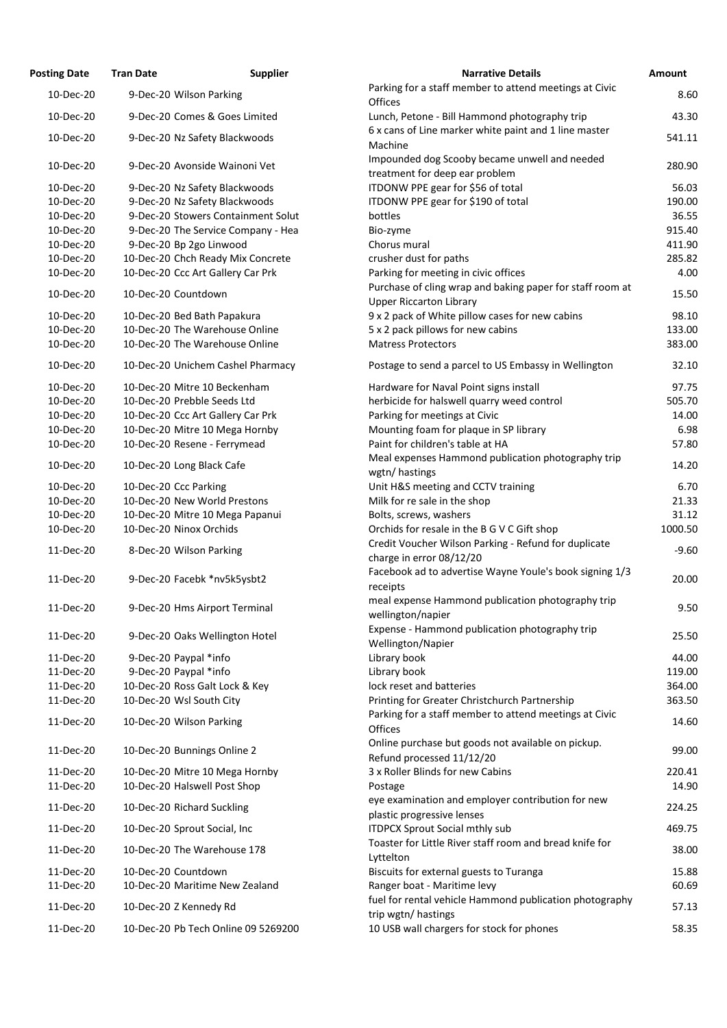| Posting Date | Tran Date | Supplier | Narrative Details | Amount |
|---|---|---|---|---|
| 10-Dec-20 | 9-Dec-20 | Wilson Parking | Parking for a staff member to attend meetings at Civic Offices | 8.60 |
| 10-Dec-20 | 9-Dec-20 | Comes & Goes Limited | Lunch, Petone - Bill Hammond photography trip | 43.30 |
| 10-Dec-20 | 9-Dec-20 | Nz Safety Blackwoods | 6 x cans of Line marker white paint and 1 line master Machine | 541.11 |
| 10-Dec-20 | 9-Dec-20 | Avonside Wainoni Vet | Impounded dog Scooby became unwell and needed treatment for deep ear problem | 280.90 |
| 10-Dec-20 | 9-Dec-20 | Nz Safety Blackwoods | ITDONW PPE gear for $56 of total | 56.03 |
| 10-Dec-20 | 9-Dec-20 | Nz Safety Blackwoods | ITDONW PPE gear for $190 of total | 190.00 |
| 10-Dec-20 | 9-Dec-20 | Stowers Containment Solut | bottles | 36.55 |
| 10-Dec-20 | 9-Dec-20 | The Service Company - Hea | Bio-zyme | 915.40 |
| 10-Dec-20 | 9-Dec-20 | Bp 2go Linwood | Chorus mural | 411.90 |
| 10-Dec-20 | 10-Dec-20 | Chch Ready Mix Concrete | crusher dust for paths | 285.82 |
| 10-Dec-20 | 10-Dec-20 | Ccc Art Gallery Car Prk | Parking for meeting in civic offices | 4.00 |
| 10-Dec-20 | 10-Dec-20 | Countdown | Purchase of cling wrap and baking paper for staff room at Upper Riccarton Library | 15.50 |
| 10-Dec-20 | 10-Dec-20 | Bed Bath Papakura | 9 x 2 pack of White pillow cases for new cabins | 98.10 |
| 10-Dec-20 | 10-Dec-20 | The Warehouse Online | 5 x 2 pack pillows for new cabins | 133.00 |
| 10-Dec-20 | 10-Dec-20 | The Warehouse Online | Matress Protectors | 383.00 |
| 10-Dec-20 | 10-Dec-20 | Unichem Cashel Pharmacy | Postage to send a parcel to US Embassy in Wellington | 32.10 |
| 10-Dec-20 | 10-Dec-20 | Mitre 10 Beckenham | Hardware for Naval Point signs install | 97.75 |
| 10-Dec-20 | 10-Dec-20 | Prebble Seeds Ltd | herbicide for halswell quarry weed control | 505.70 |
| 10-Dec-20 | 10-Dec-20 | Ccc Art Gallery Car Prk | Parking for meetings at Civic | 14.00 |
| 10-Dec-20 | 10-Dec-20 | Mitre 10 Mega Hornby | Mounting foam for plaque in SP library | 6.98 |
| 10-Dec-20 | 10-Dec-20 | Resene - Ferrymead | Paint for children's table at HA | 57.80 |
| 10-Dec-20 | 10-Dec-20 | Long Black Cafe | Meal expenses Hammond publication photography trip wgtn/ hastings | 14.20 |
| 10-Dec-20 | 10-Dec-20 | Ccc Parking | Unit H&S meeting and CCTV training | 6.70 |
| 10-Dec-20 | 10-Dec-20 | New World Prestons | Milk for re sale in the shop | 21.33 |
| 10-Dec-20 | 10-Dec-20 | Mitre 10 Mega Papanui | Bolts, screws, washers | 31.12 |
| 10-Dec-20 | 10-Dec-20 | Ninox Orchids | Orchids for resale in the B G V C Gift shop | 1000.50 |
| 11-Dec-20 | 8-Dec-20 | Wilson Parking | Credit Voucher Wilson Parking - Refund for duplicate charge in error 08/12/20 | -9.60 |
| 11-Dec-20 | 9-Dec-20 | Facebk *nv5k5ysbt2 | Facebook ad to advertise Wayne Youle's book signing 1/3 receipts | 20.00 |
| 11-Dec-20 | 9-Dec-20 | Hms Airport Terminal | meal expense Hammond publication photography trip wellington/napier | 9.50 |
| 11-Dec-20 | 9-Dec-20 | Oaks Wellington Hotel | Expense - Hammond publication photography trip Wellington/Napier | 25.50 |
| 11-Dec-20 | 9-Dec-20 | Paypal *info | Library book | 44.00 |
| 11-Dec-20 | 9-Dec-20 | Paypal *info | Library book | 119.00 |
| 11-Dec-20 | 10-Dec-20 | Ross Galt Lock & Key | lock reset and batteries | 364.00 |
| 11-Dec-20 | 10-Dec-20 | Wsl South City | Printing for Greater Christchurch Partnership | 363.50 |
| 11-Dec-20 | 10-Dec-20 | Wilson Parking | Parking for a staff member to attend meetings at Civic Offices | 14.60 |
| 11-Dec-20 | 10-Dec-20 | Bunnings Online 2 | Online purchase but goods not available on pickup. Refund processed 11/12/20 | 99.00 |
| 11-Dec-20 | 10-Dec-20 | Mitre 10 Mega Hornby | 3 x Roller Blinds for new Cabins | 220.41 |
| 11-Dec-20 | 10-Dec-20 | Halswell Post Shop | Postage | 14.90 |
| 11-Dec-20 | 10-Dec-20 | Richard Suckling | eye examination and employer contribution for new plastic progressive lenses | 224.25 |
| 11-Dec-20 | 10-Dec-20 | Sprout Social, Inc | ITDPCX Sprout Social mthly sub | 469.75 |
| 11-Dec-20 | 10-Dec-20 | The Warehouse 178 | Toaster for Little River staff room and bread knife for Lyttelton | 38.00 |
| 11-Dec-20 | 10-Dec-20 | Countdown | Biscuits for external guests to Turanga | 15.88 |
| 11-Dec-20 | 10-Dec-20 | Maritime New Zealand | Ranger boat - Maritime levy | 60.69 |
| 11-Dec-20 | 10-Dec-20 | Z Kennedy Rd | fuel for rental vehicle Hammond publication photography trip wgtn/ hastings | 57.13 |
| 11-Dec-20 | 10-Dec-20 | Pb Tech Online 09 5269200 | 10 USB wall chargers for stock for phones | 58.35 |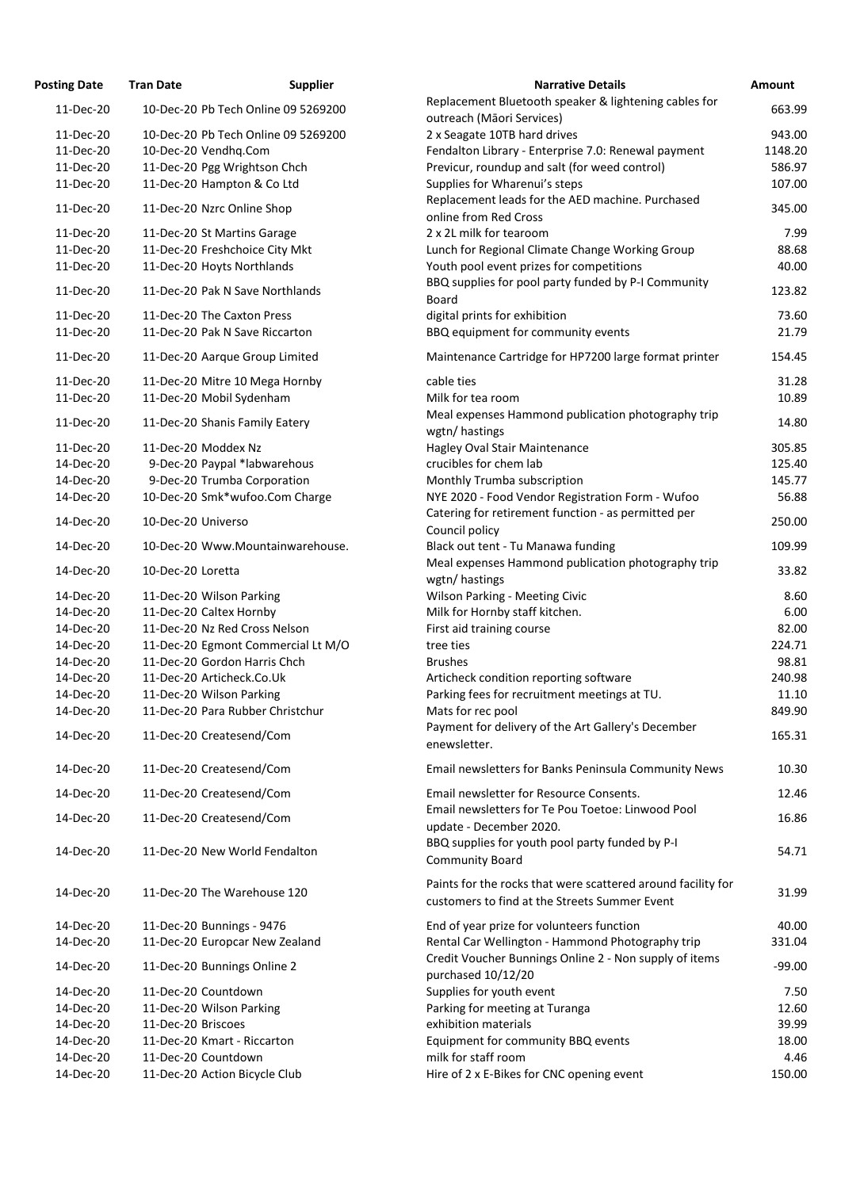| Posting Date | Tran Date | Supplier | Narrative Details | Amount |
|---|---|---|---|---|
| 11-Dec-20 | 10-Dec-20 | Pb Tech Online 09 5269200 | Replacement Bluetooth speaker & lightening cables for outreach (Māori Services) | 663.99 |
| 11-Dec-20 | 10-Dec-20 | Pb Tech Online 09 5269200 | 2 x Seagate 10TB hard drives | 943.00 |
| 11-Dec-20 | 10-Dec-20 | Vendhq.Com | Fendalton Library - Enterprise 7.0: Renewal payment | 1148.20 |
| 11-Dec-20 | 11-Dec-20 | Pgg Wrightson Chch | Previcur, roundup and salt (for weed control) | 586.97 |
| 11-Dec-20 | 11-Dec-20 | Hampton & Co Ltd | Supplies for Wharenui's steps | 107.00 |
| 11-Dec-20 | 11-Dec-20 | Nzrc Online Shop | Replacement leads for the AED machine. Purchased online from Red Cross | 345.00 |
| 11-Dec-20 | 11-Dec-20 | St Martins Garage | 2 x 2L milk for tearoom | 7.99 |
| 11-Dec-20 | 11-Dec-20 | Freshchoice City Mkt | Lunch for Regional Climate Change Working Group | 88.68 |
| 11-Dec-20 | 11-Dec-20 | Hoyts Northlands | Youth pool event prizes for competitions | 40.00 |
| 11-Dec-20 | 11-Dec-20 | Pak N Save Northlands | BBQ supplies for pool party funded by P-I Community Board | 123.82 |
| 11-Dec-20 | 11-Dec-20 | The Caxton Press | digital prints for exhibition | 73.60 |
| 11-Dec-20 | 11-Dec-20 | Pak N Save Riccarton | BBQ equipment for community events | 21.79 |
| 11-Dec-20 | 11-Dec-20 | Aarque Group Limited | Maintenance Cartridge for HP7200 large format printer | 154.45 |
| 11-Dec-20 | 11-Dec-20 | Mitre 10 Mega Hornby | cable ties | 31.28 |
| 11-Dec-20 | 11-Dec-20 | Mobil Sydenham | Milk for tea room | 10.89 |
| 11-Dec-20 | 11-Dec-20 | Shanis Family Eatery | Meal expenses Hammond publication photography trip wgtn/ hastings | 14.80 |
| 11-Dec-20 | 11-Dec-20 | Moddex Nz | Hagley Oval Stair Maintenance | 305.85 |
| 14-Dec-20 | 9-Dec-20 | Paypal *labwarehous | crucibles for chem lab | 125.40 |
| 14-Dec-20 | 9-Dec-20 | Trumba Corporation | Monthly Trumba subscription | 145.77 |
| 14-Dec-20 | 10-Dec-20 | Smk*wufoo.Com Charge | NYE 2020 - Food Vendor Registration Form - Wufoo | 56.88 |
| 14-Dec-20 | 10-Dec-20 | Universo | Catering for retirement function - as permitted per Council policy | 250.00 |
| 14-Dec-20 | 10-Dec-20 | Www.Mountainwarehouse. | Black out tent - Tu Manawa funding | 109.99 |
| 14-Dec-20 | 10-Dec-20 | Loretta | Meal expenses Hammond publication photography trip wgtn/ hastings | 33.82 |
| 14-Dec-20 | 11-Dec-20 | Wilson Parking | Wilson Parking - Meeting Civic | 8.60 |
| 14-Dec-20 | 11-Dec-20 | Caltex Hornby | Milk for Hornby staff kitchen. | 6.00 |
| 14-Dec-20 | 11-Dec-20 | Nz Red Cross Nelson | First aid training course | 82.00 |
| 14-Dec-20 | 11-Dec-20 | Egmont Commercial Lt M/O | tree ties | 224.71 |
| 14-Dec-20 | 11-Dec-20 | Gordon Harris Chch | Brushes | 98.81 |
| 14-Dec-20 | 11-Dec-20 | Articheck.Co.Uk | Articheck condition reporting software | 240.98 |
| 14-Dec-20 | 11-Dec-20 | Wilson Parking | Parking fees for recruitment meetings at TU. | 11.10 |
| 14-Dec-20 | 11-Dec-20 | Para Rubber Christchur | Mats for rec pool | 849.90 |
| 14-Dec-20 | 11-Dec-20 | Createsend/Com | Payment for delivery of the Art Gallery's December enewsletter. | 165.31 |
| 14-Dec-20 | 11-Dec-20 | Createsend/Com | Email newsletters for Banks Peninsula Community News | 10.30 |
| 14-Dec-20 | 11-Dec-20 | Createsend/Com | Email newsletter for Resource Consents. | 12.46 |
| 14-Dec-20 | 11-Dec-20 | Createsend/Com | Email newsletters for Te Pou Toetoe: Linwood Pool update - December 2020. | 16.86 |
| 14-Dec-20 | 11-Dec-20 | New World Fendalton | BBQ supplies for youth pool party funded by P-I Community Board | 54.71 |
| 14-Dec-20 | 11-Dec-20 | The Warehouse 120 | Paints for the rocks that were scattered around facility for customers to find at the Streets Summer Event | 31.99 |
| 14-Dec-20 | 11-Dec-20 | Bunnings - 9476 | End of year prize for volunteers function | 40.00 |
| 14-Dec-20 | 11-Dec-20 | Europcar New Zealand | Rental Car Wellington - Hammond Photography trip | 331.04 |
| 14-Dec-20 | 11-Dec-20 | Bunnings Online 2 | Credit Voucher Bunnings Online 2 - Non supply of items purchased 10/12/20 | -99.00 |
| 14-Dec-20 | 11-Dec-20 | Countdown | Supplies for youth event | 7.50 |
| 14-Dec-20 | 11-Dec-20 | Wilson Parking | Parking for meeting at Turanga | 12.60 |
| 14-Dec-20 | 11-Dec-20 | Briscoes | exhibition materials | 39.99 |
| 14-Dec-20 | 11-Dec-20 | Kmart - Riccarton | Equipment for community BBQ events | 18.00 |
| 14-Dec-20 | 11-Dec-20 | Countdown | milk for staff room | 4.46 |
| 14-Dec-20 | 11-Dec-20 | Action Bicycle Club | Hire of 2 x E-Bikes for CNC opening event | 150.00 |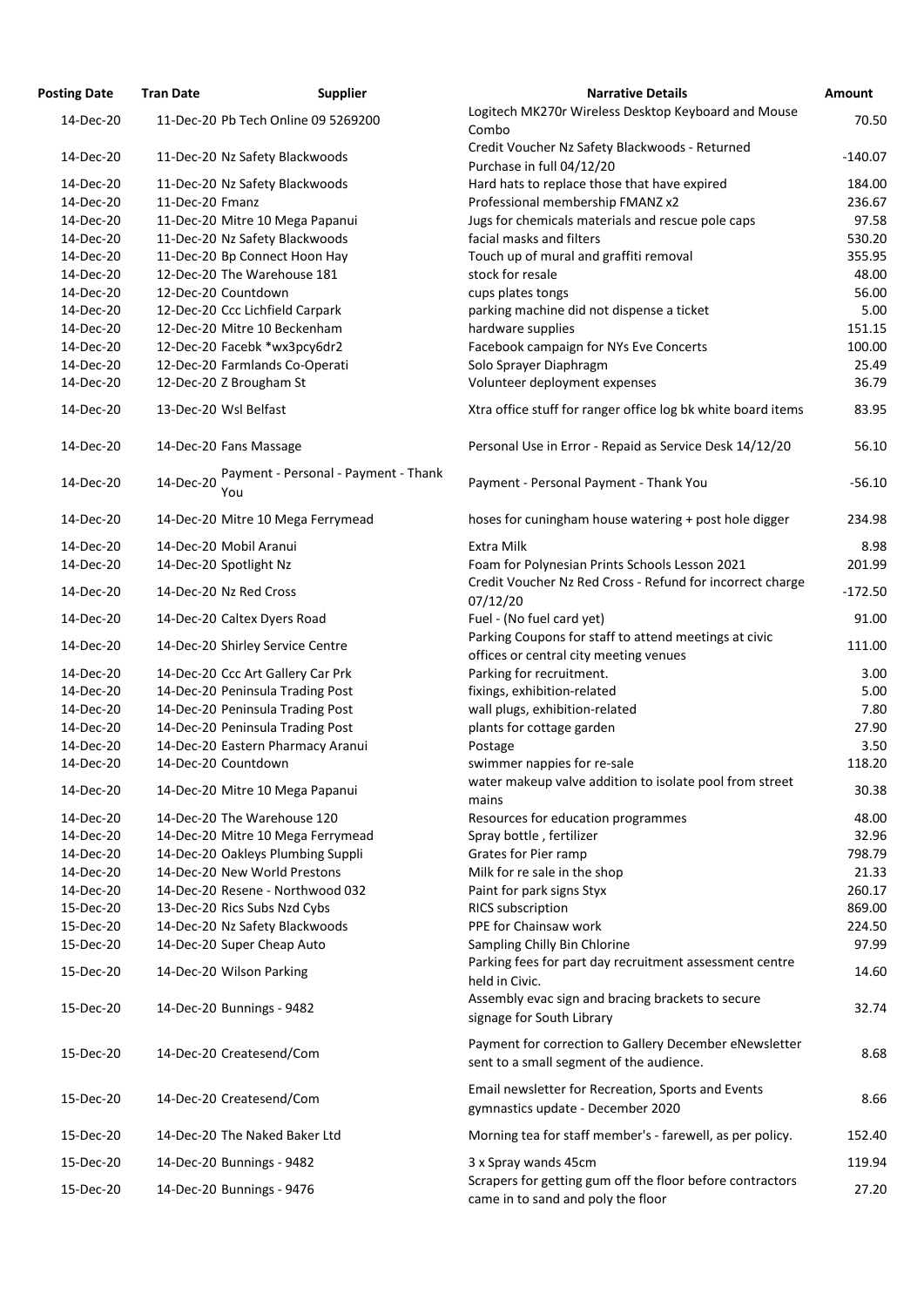| Posting Date | Tran Date | Supplier | Narrative Details | Amount |
|---|---|---|---|---|
| 14-Dec-20 | 11-Dec-20 | Pb Tech Online 09 5269200 | Logitech MK270r Wireless Desktop Keyboard and Mouse Combo | 70.50 |
| 14-Dec-20 | 11-Dec-20 | Nz Safety Blackwoods | Credit Voucher Nz Safety Blackwoods - Returned Purchase in full 04/12/20 | -140.07 |
| 14-Dec-20 | 11-Dec-20 | Nz Safety Blackwoods | Hard hats to replace those that have expired | 184.00 |
| 14-Dec-20 | 11-Dec-20 | Fmanz | Professional membership FMANZ x2 | 236.67 |
| 14-Dec-20 | 11-Dec-20 | Mitre 10 Mega Papanui | Jugs for chemicals materials and rescue pole caps | 97.58 |
| 14-Dec-20 | 11-Dec-20 | Nz Safety Blackwoods | facial masks and filters | 530.20 |
| 14-Dec-20 | 11-Dec-20 | Bp Connect Hoon Hay | Touch up of mural and graffiti removal | 355.95 |
| 14-Dec-20 | 12-Dec-20 | The Warehouse 181 | stock for resale | 48.00 |
| 14-Dec-20 | 12-Dec-20 | Countdown | cups plates tongs | 56.00 |
| 14-Dec-20 | 12-Dec-20 | Ccc Lichfield Carpark | parking machine did not dispense a ticket | 5.00 |
| 14-Dec-20 | 12-Dec-20 | Mitre 10 Beckenham | hardware supplies | 151.15 |
| 14-Dec-20 | 12-Dec-20 | Facebk *wx3pcy6dr2 | Facebook campaign for NYs Eve Concerts | 100.00 |
| 14-Dec-20 | 12-Dec-20 | Farmlands Co-Operati | Solo Sprayer Diaphragm | 25.49 |
| 14-Dec-20 | 12-Dec-20 | Z Brougham St | Volunteer deployment expenses | 36.79 |
| 14-Dec-20 | 13-Dec-20 | Wsl Belfast | Xtra office stuff for ranger office log bk white board items | 83.95 |
| 14-Dec-20 | 14-Dec-20 | Fans Massage | Personal Use in Error - Repaid as Service Desk 14/12/20 | 56.10 |
| 14-Dec-20 | 14-Dec-20 | Payment - Personal - Payment - Thank You | Payment - Personal Payment - Thank You | -56.10 |
| 14-Dec-20 | 14-Dec-20 | Mitre 10 Mega Ferrymead | hoses for cuningham house watering + post hole digger | 234.98 |
| 14-Dec-20 | 14-Dec-20 | Mobil Aranui | Extra Milk | 8.98 |
| 14-Dec-20 | 14-Dec-20 | Spotlight Nz | Foam for Polynesian Prints Schools Lesson 2021 | 201.99 |
| 14-Dec-20 | 14-Dec-20 | Nz Red Cross | Credit Voucher Nz Red Cross - Refund for incorrect charge 07/12/20 | -172.50 |
| 14-Dec-20 | 14-Dec-20 | Caltex Dyers Road | Fuel - (No fuel card yet) | 91.00 |
| 14-Dec-20 | 14-Dec-20 | Shirley Service Centre | Parking Coupons for staff to attend meetings at civic offices or central city meeting venues | 111.00 |
| 14-Dec-20 | 14-Dec-20 | Ccc Art Gallery Car Prk | Parking for recruitment. | 3.00 |
| 14-Dec-20 | 14-Dec-20 | Peninsula Trading Post | fixings, exhibition-related | 5.00 |
| 14-Dec-20 | 14-Dec-20 | Peninsula Trading Post | wall plugs, exhibition-related | 7.80 |
| 14-Dec-20 | 14-Dec-20 | Peninsula Trading Post | plants for cottage garden | 27.90 |
| 14-Dec-20 | 14-Dec-20 | Eastern Pharmacy Aranui | Postage | 3.50 |
| 14-Dec-20 | 14-Dec-20 | Countdown | swimmer nappies for re-sale | 118.20 |
| 14-Dec-20 | 14-Dec-20 | Mitre 10 Mega Papanui | water makeup valve addition to isolate pool from street mains | 30.38 |
| 14-Dec-20 | 14-Dec-20 | The Warehouse 120 | Resources for education programmes | 48.00 |
| 14-Dec-20 | 14-Dec-20 | Mitre 10 Mega Ferrymead | Spray bottle , fertilizer | 32.96 |
| 14-Dec-20 | 14-Dec-20 | Oakleys Plumbing Suppli | Grates for Pier ramp | 798.79 |
| 14-Dec-20 | 14-Dec-20 | New World Prestons | Milk for re sale in the shop | 21.33 |
| 14-Dec-20 | 14-Dec-20 | Resene - Northwood 032 | Paint for park signs Styx | 260.17 |
| 15-Dec-20 | 13-Dec-20 | Rics Subs Nzd Cybs | RICS subscription | 869.00 |
| 15-Dec-20 | 14-Dec-20 | Nz Safety Blackwoods | PPE for Chainsaw work | 224.50 |
| 15-Dec-20 | 14-Dec-20 | Super Cheap Auto | Sampling Chilly Bin Chlorine | 97.99 |
| 15-Dec-20 | 14-Dec-20 | Wilson Parking | Parking fees for part day recruitment assessment centre held in Civic. | 14.60 |
| 15-Dec-20 | 14-Dec-20 | Bunnings - 9482 | Assembly evac sign and bracing brackets to secure signage for South Library | 32.74 |
| 15-Dec-20 | 14-Dec-20 | Createsend/Com | Payment for correction to Gallery December eNewsletter sent to a small segment of the audience. | 8.68 |
| 15-Dec-20 | 14-Dec-20 | Createsend/Com | Email newsletter for Recreation, Sports and Events gymnastics update - December 2020 | 8.66 |
| 15-Dec-20 | 14-Dec-20 | The Naked Baker Ltd | Morning tea for staff member's - farewell, as per policy. | 152.40 |
| 15-Dec-20 | 14-Dec-20 | Bunnings - 9482 | 3 x Spray wands 45cm | 119.94 |
| 15-Dec-20 | 14-Dec-20 | Bunnings - 9476 | Scrapers for getting gum off the floor before contractors came in to sand and poly the floor | 27.20 |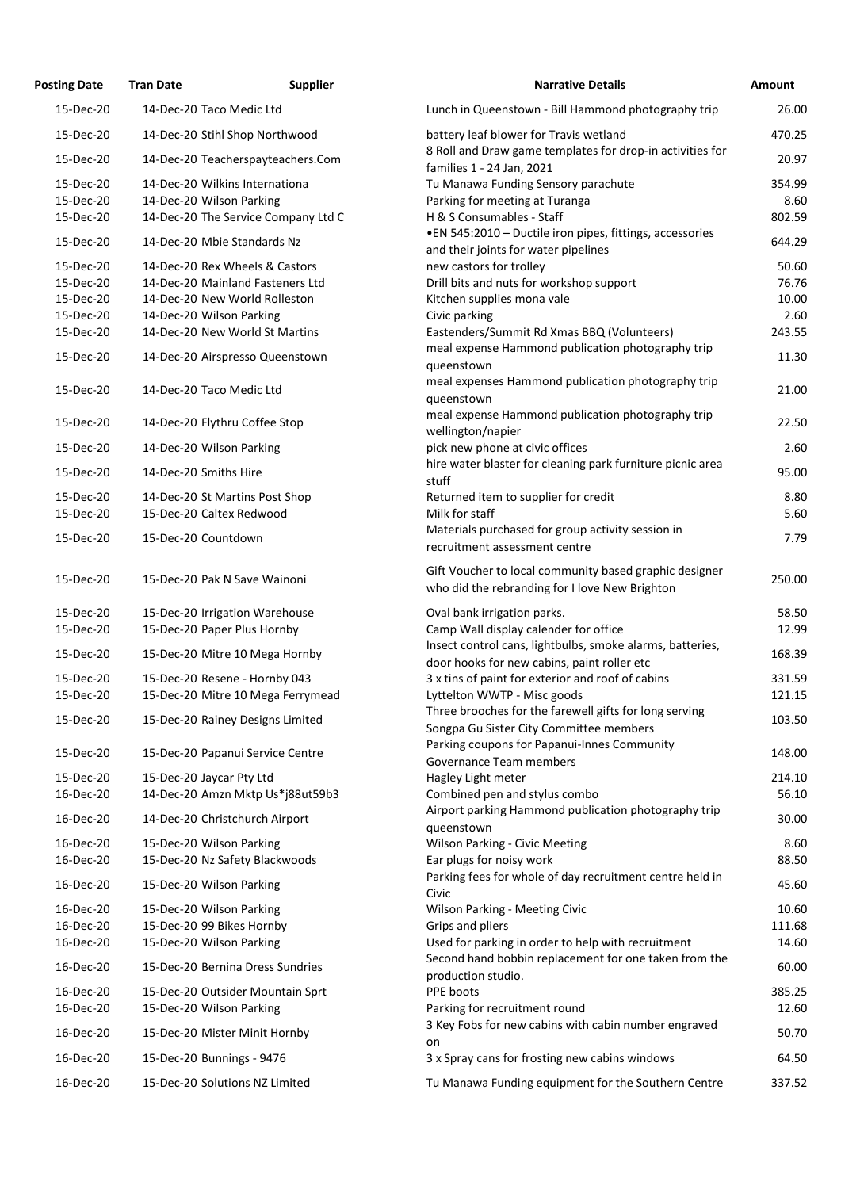| Posting Date | Tran Date | Supplier | Narrative Details | Amount |
| --- | --- | --- | --- | --- |
| 15-Dec-20 | 14-Dec-20 | Taco Medic Ltd | Lunch in Queenstown - Bill Hammond photography trip | 26.00 |
| 15-Dec-20 | 14-Dec-20 | Stihl Shop Northwood | battery leaf blower for Travis wetland | 470.25 |
| 15-Dec-20 | 14-Dec-20 | Teacherspayteachers.Com | 8 Roll and Draw game templates for drop-in activities for families 1 - 24 Jan, 2021 | 20.97 |
| 15-Dec-20 | 14-Dec-20 | Wilkins Internationa | Tu Manawa Funding Sensory parachute | 354.99 |
| 15-Dec-20 | 14-Dec-20 | Wilson Parking | Parking for meeting at Turanga | 8.60 |
| 15-Dec-20 | 14-Dec-20 | The Service Company Ltd C | H & S Consumables - Staff | 802.59 |
| 15-Dec-20 | 14-Dec-20 | Mbie Standards Nz | •EN 545:2010 – Ductile iron pipes, fittings, accessories and their joints for water pipelines | 644.29 |
| 15-Dec-20 | 14-Dec-20 | Rex Wheels & Castors | new castors for trolley | 50.60 |
| 15-Dec-20 | 14-Dec-20 | Mainland Fasteners Ltd | Drill bits and nuts for workshop support | 76.76 |
| 15-Dec-20 | 14-Dec-20 | New World Rolleston | Kitchen supplies mona vale | 10.00 |
| 15-Dec-20 | 14-Dec-20 | Wilson Parking | Civic parking | 2.60 |
| 15-Dec-20 | 14-Dec-20 | New World St Martins | Eastenders/Summit Rd Xmas BBQ (Volunteers) | 243.55 |
| 15-Dec-20 | 14-Dec-20 | Airspresso Queenstown | meal expense Hammond publication photography trip queenstown | 11.30 |
| 15-Dec-20 | 14-Dec-20 | Taco Medic Ltd | meal expenses Hammond publication photography trip queenstown | 21.00 |
| 15-Dec-20 | 14-Dec-20 | Flythru Coffee Stop | meal expense Hammond publication photography trip wellington/napier | 22.50 |
| 15-Dec-20 | 14-Dec-20 | Wilson Parking | pick new phone at civic offices | 2.60 |
| 15-Dec-20 | 14-Dec-20 | Smiths Hire | hire water blaster for cleaning park furniture picnic area stuff | 95.00 |
| 15-Dec-20 | 14-Dec-20 | St Martins Post Shop | Returned item to supplier for credit | 8.80 |
| 15-Dec-20 | 15-Dec-20 | Caltex Redwood | Milk for staff | 5.60 |
| 15-Dec-20 | 15-Dec-20 | Countdown | Materials purchased for group activity session in recruitment assessment centre | 7.79 |
| 15-Dec-20 | 15-Dec-20 | Pak N Save Wainoni | Gift Voucher to local community based graphic designer who did the rebranding for I love New Brighton | 250.00 |
| 15-Dec-20 | 15-Dec-20 | Irrigation Warehouse | Oval bank irrigation parks. | 58.50 |
| 15-Dec-20 | 15-Dec-20 | Paper Plus Hornby | Camp Wall display calender for office | 12.99 |
| 15-Dec-20 | 15-Dec-20 | Mitre 10 Mega Hornby | Insect control cans, lightbulbs, smoke alarms, batteries, door hooks for new cabins, paint roller etc | 168.39 |
| 15-Dec-20 | 15-Dec-20 | Resene - Hornby 043 | 3 x tins of paint for exterior and roof of cabins | 331.59 |
| 15-Dec-20 | 15-Dec-20 | Mitre 10 Mega Ferrymead | Lyttelton WWTP - Misc goods | 121.15 |
| 15-Dec-20 | 15-Dec-20 | Rainey Designs Limited | Three brooches for the farewell gifts for long serving Songpa Gu Sister City Committee members | 103.50 |
| 15-Dec-20 | 15-Dec-20 | Papanui Service Centre | Parking coupons for Papanui-Innes Community Governance Team members | 148.00 |
| 15-Dec-20 | 15-Dec-20 | Jaycar Pty Ltd | Hagley Light meter | 214.10 |
| 16-Dec-20 | 14-Dec-20 | Amzn Mktp Us*j88ut59b3 | Combined pen and stylus combo | 56.10 |
| 16-Dec-20 | 14-Dec-20 | Christchurch Airport | Airport parking Hammond publication photography trip queenstown | 30.00 |
| 16-Dec-20 | 15-Dec-20 | Wilson Parking | Wilson Parking - Civic Meeting | 8.60 |
| 16-Dec-20 | 15-Dec-20 | Nz Safety Blackwoods | Ear plugs for noisy work | 88.50 |
| 16-Dec-20 | 15-Dec-20 | Wilson Parking | Parking fees for whole of day recruitment centre held in Civic | 45.60 |
| 16-Dec-20 | 15-Dec-20 | Wilson Parking | Wilson Parking - Meeting Civic | 10.60 |
| 16-Dec-20 | 15-Dec-20 | 99 Bikes Hornby | Grips and pliers | 111.68 |
| 16-Dec-20 | 15-Dec-20 | Wilson Parking | Used for parking in order to help with recruitment | 14.60 |
| 16-Dec-20 | 15-Dec-20 | Bernina Dress Sundries | Second hand bobbin replacement for one taken from the production studio. | 60.00 |
| 16-Dec-20 | 15-Dec-20 | Outsider Mountain Sprt | PPE boots | 385.25 |
| 16-Dec-20 | 15-Dec-20 | Wilson Parking | Parking for recruitment round | 12.60 |
| 16-Dec-20 | 15-Dec-20 | Mister Minit Hornby | 3 Key Fobs for new cabins with cabin number engraved on | 50.70 |
| 16-Dec-20 | 15-Dec-20 | Bunnings - 9476 | 3 x Spray cans for frosting new cabins windows | 64.50 |
| 16-Dec-20 | 15-Dec-20 | Solutions NZ Limited | Tu Manawa Funding equipment for the Southern Centre | 337.52 |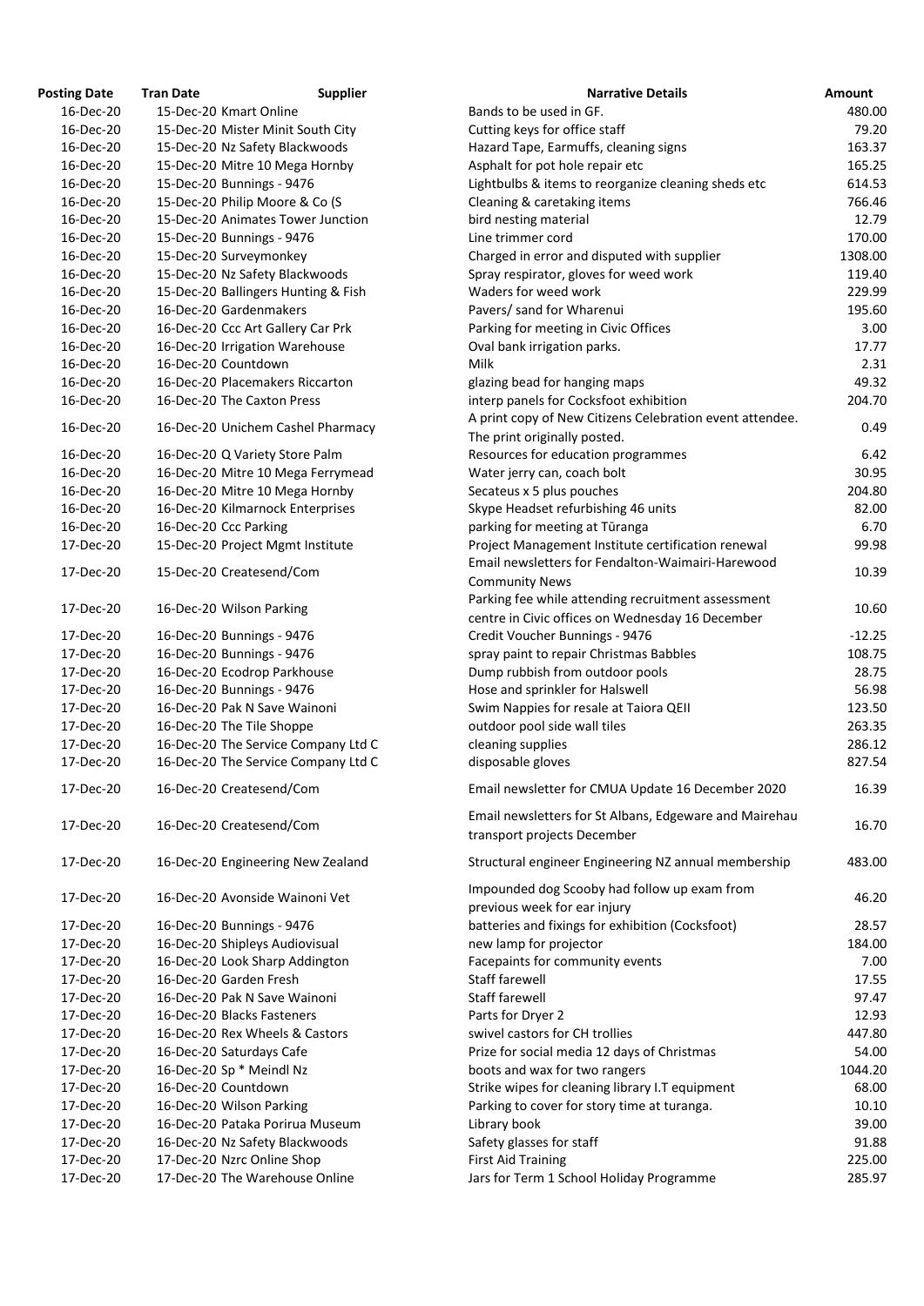| Posting Date | Tran Date | Supplier | Narrative Details | Amount |
|---|---|---|---|---|
| 16-Dec-20 | 15-Dec-20 | Kmart Online | Bands to be used in GF. | 480.00 |
| 16-Dec-20 | 15-Dec-20 | Mister Minit South City | Cutting keys for office staff | 79.20 |
| 16-Dec-20 | 15-Dec-20 | Nz Safety Blackwoods | Hazard Tape, Earmuffs, cleaning signs | 163.37 |
| 16-Dec-20 | 15-Dec-20 | Mitre 10 Mega Hornby | Asphalt for pot hole repair etc | 165.25 |
| 16-Dec-20 | 15-Dec-20 | Bunnings - 9476 | Lightbulbs & items to reorganize cleaning sheds etc | 614.53 |
| 16-Dec-20 | 15-Dec-20 | Philip Moore & Co (S | Cleaning & caretaking items | 766.46 |
| 16-Dec-20 | 15-Dec-20 | Animates Tower Junction | bird nesting material | 12.79 |
| 16-Dec-20 | 15-Dec-20 | Bunnings - 9476 | Line trimmer cord | 170.00 |
| 16-Dec-20 | 15-Dec-20 | Surveymonkey | Charged in error and disputed with supplier | 1308.00 |
| 16-Dec-20 | 15-Dec-20 | Nz Safety Blackwoods | Spray respirator, gloves for weed work | 119.40 |
| 16-Dec-20 | 15-Dec-20 | Ballingers Hunting & Fish | Waders for weed work | 229.99 |
| 16-Dec-20 | 16-Dec-20 | Gardenmakers | Pavers/ sand for Wharenui | 195.60 |
| 16-Dec-20 | 16-Dec-20 | Ccc Art Gallery Car Prk | Parking for meeting in Civic Offices | 3.00 |
| 16-Dec-20 | 16-Dec-20 | Irrigation Warehouse | Oval bank irrigation parks. | 17.77 |
| 16-Dec-20 | 16-Dec-20 | Countdown | Milk | 2.31 |
| 16-Dec-20 | 16-Dec-20 | Placemakers Riccarton | glazing bead for hanging maps | 49.32 |
| 16-Dec-20 | 16-Dec-20 | The Caxton Press | interp panels for Cocksfoot exhibition | 204.70 |
| 16-Dec-20 | 16-Dec-20 | Unichem Cashel Pharmacy | A print copy of New Citizens Celebration event attendee. The print originally posted. | 0.49 |
| 16-Dec-20 | 16-Dec-20 | Q Variety Store Palm | Resources for education programmes | 6.42 |
| 16-Dec-20 | 16-Dec-20 | Mitre 10 Mega Ferrymead | Water jerry can, coach bolt | 30.95 |
| 16-Dec-20 | 16-Dec-20 | Mitre 10 Mega Hornby | Secateus x 5 plus pouches | 204.80 |
| 16-Dec-20 | 16-Dec-20 | Kilmarnock Enterprises | Skype Headset refurbishing 46 units | 82.00 |
| 16-Dec-20 | 16-Dec-20 | Ccc Parking | parking for meeting at Tūranga | 6.70 |
| 17-Dec-20 | 15-Dec-20 | Project Mgmt Institute | Project Management Institute certification renewal | 99.98 |
| 17-Dec-20 | 15-Dec-20 | Createsend/Com | Email newsletters for Fendalton-Waimairi-Harewood Community News | 10.39 |
| 17-Dec-20 | 16-Dec-20 | Wilson Parking | Parking fee while attending recruitment assessment centre in Civic offices on Wednesday 16 December | 10.60 |
| 17-Dec-20 | 16-Dec-20 | Bunnings - 9476 | Credit Voucher Bunnings - 9476 | -12.25 |
| 17-Dec-20 | 16-Dec-20 | Bunnings - 9476 | spray paint to repair Christmas Babbles | 108.75 |
| 17-Dec-20 | 16-Dec-20 | Ecodrop Parkhouse | Dump rubbish from outdoor pools | 28.75 |
| 17-Dec-20 | 16-Dec-20 | Bunnings - 9476 | Hose and sprinkler for Halswell | 56.98 |
| 17-Dec-20 | 16-Dec-20 | Pak N Save Wainoni | Swim Nappies for resale at Taiora QEII | 123.50 |
| 17-Dec-20 | 16-Dec-20 | The Tile Shoppe | outdoor pool side wall tiles | 263.35 |
| 17-Dec-20 | 16-Dec-20 | The Service Company Ltd C | cleaning supplies | 286.12 |
| 17-Dec-20 | 16-Dec-20 | The Service Company Ltd C | disposable gloves | 827.54 |
| 17-Dec-20 | 16-Dec-20 | Createsend/Com | Email newsletter for CMUA Update 16 December 2020 | 16.39 |
| 17-Dec-20 | 16-Dec-20 | Createsend/Com | Email newsletters for St Albans, Edgeware and Mairehau transport projects December | 16.70 |
| 17-Dec-20 | 16-Dec-20 | Engineering New Zealand | Structural engineer Engineering NZ annual membership | 483.00 |
| 17-Dec-20 | 16-Dec-20 | Avonside Wainoni Vet | Impounded dog Scooby had follow up exam from previous week for ear injury | 46.20 |
| 17-Dec-20 | 16-Dec-20 | Bunnings - 9476 | batteries and fixings for exhibition (Cocksfoot) | 28.57 |
| 17-Dec-20 | 16-Dec-20 | Shipleys Audiovisual | new lamp for projector | 184.00 |
| 17-Dec-20 | 16-Dec-20 | Look Sharp Addington | Facepaints for community events | 7.00 |
| 17-Dec-20 | 16-Dec-20 | Garden Fresh | Staff farewell | 17.55 |
| 17-Dec-20 | 16-Dec-20 | Pak N Save Wainoni | Staff farewell | 97.47 |
| 17-Dec-20 | 16-Dec-20 | Blacks Fasteners | Parts for Dryer 2 | 12.93 |
| 17-Dec-20 | 16-Dec-20 | Rex Wheels & Castors | swivel castors for CH trollies | 447.80 |
| 17-Dec-20 | 16-Dec-20 | Saturdays Cafe | Prize for social media 12 days of Christmas | 54.00 |
| 17-Dec-20 | 16-Dec-20 | Sp * Meindl Nz | boots and wax for two rangers | 1044.20 |
| 17-Dec-20 | 16-Dec-20 | Countdown | Strike wipes for cleaning library I.T equipment | 68.00 |
| 17-Dec-20 | 16-Dec-20 | Wilson Parking | Parking to cover for story time at turanga. | 10.10 |
| 17-Dec-20 | 16-Dec-20 | Pataka Porirua Museum | Library book | 39.00 |
| 17-Dec-20 | 16-Dec-20 | Nz Safety Blackwoods | Safety glasses for staff | 91.88 |
| 17-Dec-20 | 17-Dec-20 | Nzrc Online Shop | First Aid Training | 225.00 |
| 17-Dec-20 | 17-Dec-20 | The Warehouse Online | Jars for Term 1 School Holiday Programme | 285.97 |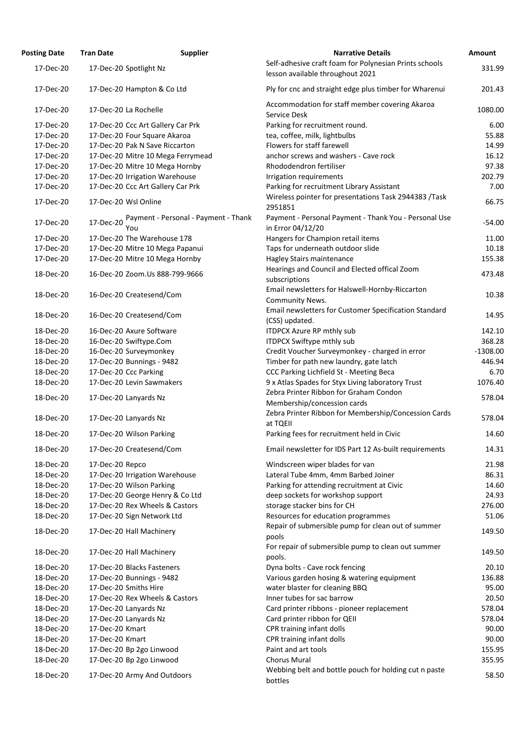| Posting Date | Tran Date | Supplier | Narrative Details | Amount |
|---|---|---|---|---|
| 17-Dec-20 | 17-Dec-20 | Spotlight Nz | Self-adhesive craft foam for Polynesian Prints schools lesson available throughout 2021 | 331.99 |
| 17-Dec-20 | 17-Dec-20 | Hampton & Co Ltd | Ply for cnc and straight edge plus timber for Wharenui | 201.43 |
| 17-Dec-20 | 17-Dec-20 | La Rochelle | Accommodation for staff member covering Akaroa Service Desk | 1080.00 |
| 17-Dec-20 | 17-Dec-20 | Ccc Art Gallery Car Prk | Parking for recruitment round. | 6.00 |
| 17-Dec-20 | 17-Dec-20 | Four Square Akaroa | tea, coffee, milk, lightbulbs | 55.88 |
| 17-Dec-20 | 17-Dec-20 | Pak N Save Riccarton | Flowers for staff farewell | 14.99 |
| 17-Dec-20 | 17-Dec-20 | Mitre 10 Mega Ferrymead | anchor screws and washers - Cave rock | 16.12 |
| 17-Dec-20 | 17-Dec-20 | Mitre 10 Mega Hornby | Rhododendron fertiliser | 97.38 |
| 17-Dec-20 | 17-Dec-20 | Irrigation Warehouse | Irrigation requirements | 202.79 |
| 17-Dec-20 | 17-Dec-20 | Ccc Art Gallery Car Prk | Parking for recruitment Library Assistant | 7.00 |
| 17-Dec-20 | 17-Dec-20 | Wsl Online | Wireless pointer for presentations Task 2944383 /Task 2951851 | 66.75 |
| 17-Dec-20 | 17-Dec-20 | Payment - Personal - Payment - Thank You | Payment - Personal Payment - Thank You - Personal Use in Error 04/12/20 | -54.00 |
| 17-Dec-20 | 17-Dec-20 | The Warehouse 178 | Hangers for Champion retail items | 11.00 |
| 17-Dec-20 | 17-Dec-20 | Mitre 10 Mega Papanui | Taps for underneath outdoor slide | 10.18 |
| 17-Dec-20 | 17-Dec-20 | Mitre 10 Mega Hornby | Hagley Stairs maintenance | 155.38 |
| 18-Dec-20 | 16-Dec-20 | Zoom.Us 888-799-9666 | Hearings and Council and Elected offical Zoom subscriptions | 473.48 |
| 18-Dec-20 | 16-Dec-20 | Createsend/Com | Email newsletters for Halswell-Hornby-Riccarton Community News. | 10.38 |
| 18-Dec-20 | 16-Dec-20 | Createsend/Com | Email newsletters for Customer Specification Standard (CSS) updated. | 14.95 |
| 18-Dec-20 | 16-Dec-20 | Axure Software | ITDPCX Azure RP mthly sub | 142.10 |
| 18-Dec-20 | 16-Dec-20 | Swiftype.Com | ITDPCX Swiftype mthly sub | 368.28 |
| 18-Dec-20 | 16-Dec-20 | Surveymonkey | Credit Voucher Surveymonkey - charged in error | -1308.00 |
| 18-Dec-20 | 17-Dec-20 | Bunnings - 9482 | Timber for path new laundry, gate latch | 446.94 |
| 18-Dec-20 | 17-Dec-20 | Ccc Parking | CCC Parking Lichfield St - Meeting Beca | 6.70 |
| 18-Dec-20 | 17-Dec-20 | Levin Sawmakers | 9 x Atlas Spades for Styx Living laboratory Trust | 1076.40 |
| 18-Dec-20 | 17-Dec-20 | Lanyards Nz | Zebra Printer Ribbon for Graham Condon Membership/concession cards | 578.04 |
| 18-Dec-20 | 17-Dec-20 | Lanyards Nz | Zebra Printer Ribbon for Membership/Concession Cards at TQEII | 578.04 |
| 18-Dec-20 | 17-Dec-20 | Wilson Parking | Parking fees for recruitment held in Civic | 14.60 |
| 18-Dec-20 | 17-Dec-20 | Createsend/Com | Email newsletter for IDS Part 12 As-built requirements | 14.31 |
| 18-Dec-20 | 17-Dec-20 | Repco | Windscreen wiper blades for van | 21.98 |
| 18-Dec-20 | 17-Dec-20 | Irrigation Warehouse | Lateral Tube 4mm, 4mm Barbed Joiner | 86.31 |
| 18-Dec-20 | 17-Dec-20 | Wilson Parking | Parking for attending recruitment at Civic | 14.60 |
| 18-Dec-20 | 17-Dec-20 | George Henry & Co Ltd | deep sockets for workshop support | 24.93 |
| 18-Dec-20 | 17-Dec-20 | Rex Wheels & Castors | storage stacker bins for CH | 276.00 |
| 18-Dec-20 | 17-Dec-20 | Sign Network Ltd | Resources for education programmes | 51.06 |
| 18-Dec-20 | 17-Dec-20 | Hall Machinery | Repair of submersible pump for clean out of summer pools | 149.50 |
| 18-Dec-20 | 17-Dec-20 | Hall Machinery | For repair of submersible pump to clean out summer pools. | 149.50 |
| 18-Dec-20 | 17-Dec-20 | Blacks Fasteners | Dyna bolts - Cave rock fencing | 20.10 |
| 18-Dec-20 | 17-Dec-20 | Bunnings - 9482 | Various garden hosing & watering equipment | 136.88 |
| 18-Dec-20 | 17-Dec-20 | Smiths Hire | water blaster for cleaning BBQ | 95.00 |
| 18-Dec-20 | 17-Dec-20 | Rex Wheels & Castors | Inner tubes for sac barrow | 20.50 |
| 18-Dec-20 | 17-Dec-20 | Lanyards Nz | Card printer ribbons - pioneer replacement | 578.04 |
| 18-Dec-20 | 17-Dec-20 | Lanyards Nz | Card printer ribbon for QEII | 578.04 |
| 18-Dec-20 | 17-Dec-20 | Kmart | CPR training infant dolls | 90.00 |
| 18-Dec-20 | 17-Dec-20 | Kmart | CPR training infant dolls | 90.00 |
| 18-Dec-20 | 17-Dec-20 | Bp 2go Linwood | Paint and art tools | 155.95 |
| 18-Dec-20 | 17-Dec-20 | Bp 2go Linwood | Chorus Mural | 355.95 |
| 18-Dec-20 | 17-Dec-20 | Army And Outdoors | Webbing belt and bottle pouch for holding cut n paste bottles | 58.50 |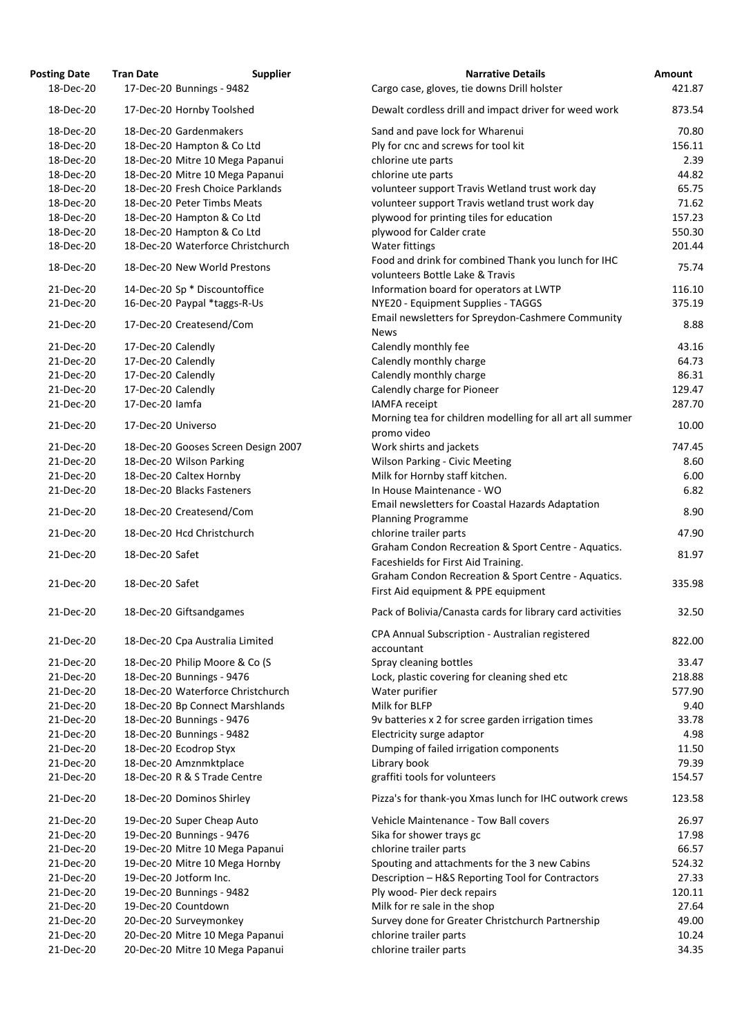| Posting Date | Tran Date | Supplier | Narrative Details | Amount |
|---|---|---|---|---|
| 18-Dec-20 | 17-Dec-20 | Bunnings - 9482 | Cargo case, gloves, tie downs Drill holster | 421.87 |
| 18-Dec-20 | 17-Dec-20 | Hornby Toolshed | Dewalt cordless drill and impact driver for weed work | 873.54 |
| 18-Dec-20 | 18-Dec-20 | Gardenmakers | Sand and pave lock for Wharenui | 70.80 |
| 18-Dec-20 | 18-Dec-20 | Hampton & Co Ltd | Ply for cnc and screws for tool kit | 156.11 |
| 18-Dec-20 | 18-Dec-20 | Mitre 10 Mega Papanui | chlorine ute parts | 2.39 |
| 18-Dec-20 | 18-Dec-20 | Mitre 10 Mega Papanui | chlorine ute parts | 44.82 |
| 18-Dec-20 | 18-Dec-20 | Fresh Choice Parklands | volunteer support Travis Wetland trust work day | 65.75 |
| 18-Dec-20 | 18-Dec-20 | Peter Timbs Meats | volunteer support Travis wetland trust work day | 71.62 |
| 18-Dec-20 | 18-Dec-20 | Hampton & Co Ltd | plywood for printing tiles for education | 157.23 |
| 18-Dec-20 | 18-Dec-20 | Hampton & Co Ltd | plywood for Calder crate | 550.30 |
| 18-Dec-20 | 18-Dec-20 | Waterforce Christchurch | Water fittings | 201.44 |
| 18-Dec-20 | 18-Dec-20 | New World Prestons | Food and drink for combined Thank you lunch for IHC volunteers Bottle Lake & Travis | 75.74 |
| 21-Dec-20 | 14-Dec-20 | Sp * Discountoffice | Information board for operators at LWTP | 116.10 |
| 21-Dec-20 | 16-Dec-20 | Paypal *taggs-R-Us | NYE20 - Equipment Supplies - TAGGS | 375.19 |
| 21-Dec-20 | 17-Dec-20 | Createsend/Com | Email newsletters for Spreydon-Cashmere Community News | 8.88 |
| 21-Dec-20 | 17-Dec-20 | Calendly | Calendly monthly fee | 43.16 |
| 21-Dec-20 | 17-Dec-20 | Calendly | Calendly monthly charge | 64.73 |
| 21-Dec-20 | 17-Dec-20 | Calendly | Calendly monthly charge | 86.31 |
| 21-Dec-20 | 17-Dec-20 | Calendly | Calendly charge for Pioneer | 129.47 |
| 21-Dec-20 | 17-Dec-20 | Iamfa | IAMFA receipt | 287.70 |
| 21-Dec-20 | 17-Dec-20 | Universo | Morning tea for children modelling for all art all summer promo video | 10.00 |
| 21-Dec-20 | 18-Dec-20 | Gooses Screen Design 2007 | Work shirts and jackets | 747.45 |
| 21-Dec-20 | 18-Dec-20 | Wilson Parking | Wilson Parking - Civic Meeting | 8.60 |
| 21-Dec-20 | 18-Dec-20 | Caltex Hornby | Milk for Hornby staff kitchen. | 6.00 |
| 21-Dec-20 | 18-Dec-20 | Blacks Fasteners | In House Maintenance - WO | 6.82 |
| 21-Dec-20 | 18-Dec-20 | Createsend/Com | Email newsletters for Coastal Hazards Adaptation Planning Programme | 8.90 |
| 21-Dec-20 | 18-Dec-20 | Hcd Christchurch | chlorine trailer parts | 47.90 |
| 21-Dec-20 | 18-Dec-20 | Safet | Graham Condon Recreation & Sport Centre - Aquatics. Faceshields for First Aid Training. | 81.97 |
| 21-Dec-20 | 18-Dec-20 | Safet | Graham Condon Recreation & Sport Centre - Aquatics. First Aid equipment & PPE equipment | 335.98 |
| 21-Dec-20 | 18-Dec-20 | Giftsandgames | Pack of Bolivia/Canasta cards for library card activities | 32.50 |
| 21-Dec-20 | 18-Dec-20 | Cpa Australia Limited | CPA Annual Subscription - Australian registered accountant | 822.00 |
| 21-Dec-20 | 18-Dec-20 | Philip Moore & Co (S | Spray cleaning bottles | 33.47 |
| 21-Dec-20 | 18-Dec-20 | Bunnings - 9476 | Lock, plastic covering for cleaning shed etc | 218.88 |
| 21-Dec-20 | 18-Dec-20 | Waterforce Christchurch | Water purifier | 577.90 |
| 21-Dec-20 | 18-Dec-20 | Bp Connect Marshlands | Milk for BLFP | 9.40 |
| 21-Dec-20 | 18-Dec-20 | Bunnings - 9476 | 9v batteries x 2 for scree garden irrigation times | 33.78 |
| 21-Dec-20 | 18-Dec-20 | Bunnings - 9482 | Electricity surge adaptor | 4.98 |
| 21-Dec-20 | 18-Dec-20 | Ecodrop Styx | Dumping of failed irrigation components | 11.50 |
| 21-Dec-20 | 18-Dec-20 | Amznmktplace | Library book | 79.39 |
| 21-Dec-20 | 18-Dec-20 | R & S Trade Centre | graffiti tools for volunteers | 154.57 |
| 21-Dec-20 | 18-Dec-20 | Dominos Shirley | Pizza's for thank-you Xmas lunch for IHC outwork crews | 123.58 |
| 21-Dec-20 | 19-Dec-20 | Super Cheap Auto | Vehicle Maintenance - Tow Ball covers | 26.97 |
| 21-Dec-20 | 19-Dec-20 | Bunnings - 9476 | Sika for shower trays gc | 17.98 |
| 21-Dec-20 | 19-Dec-20 | Mitre 10 Mega Papanui | chlorine trailer parts | 66.57 |
| 21-Dec-20 | 19-Dec-20 | Mitre 10 Mega Hornby | Spouting and attachments for the 3 new Cabins | 524.32 |
| 21-Dec-20 | 19-Dec-20 | Jotform Inc. | Description – H&S Reporting Tool for Contractors | 27.33 |
| 21-Dec-20 | 19-Dec-20 | Bunnings - 9482 | Ply wood- Pier deck repairs | 120.11 |
| 21-Dec-20 | 19-Dec-20 | Countdown | Milk for re sale in the shop | 27.64 |
| 21-Dec-20 | 20-Dec-20 | Surveymonkey | Survey done for Greater Christchurch Partnership | 49.00 |
| 21-Dec-20 | 20-Dec-20 | Mitre 10 Mega Papanui | chlorine trailer parts | 10.24 |
| 21-Dec-20 | 20-Dec-20 | Mitre 10 Mega Papanui | chlorine trailer parts | 34.35 |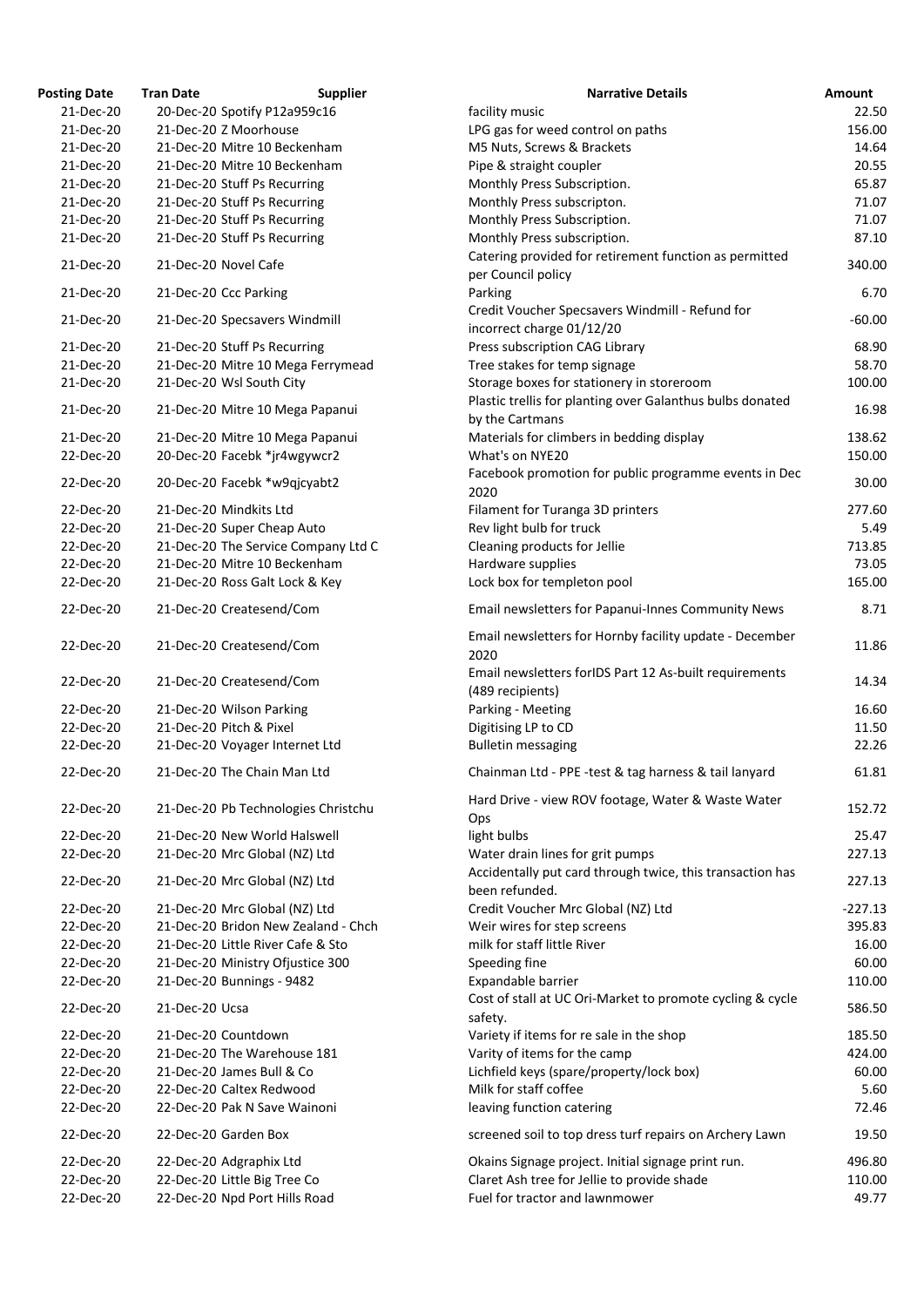| Posting Date | Tran Date | Supplier | Narrative Details | Amount |
|---|---|---|---|---|
| 21-Dec-20 | 20-Dec-20 | Spotify P12a959c16 | facility music | 22.50 |
| 21-Dec-20 | 21-Dec-20 | Z Moorhouse | LPG gas for weed control on paths | 156.00 |
| 21-Dec-20 | 21-Dec-20 | Mitre 10 Beckenham | M5 Nuts, Screws & Brackets | 14.64 |
| 21-Dec-20 | 21-Dec-20 | Mitre 10 Beckenham | Pipe & straight coupler | 20.55 |
| 21-Dec-20 | 21-Dec-20 | Stuff Ps Recurring | Monthly Press Subscription. | 65.87 |
| 21-Dec-20 | 21-Dec-20 | Stuff Ps Recurring | Monthly Press subscripton. | 71.07 |
| 21-Dec-20 | 21-Dec-20 | Stuff Ps Recurring | Monthly Press Subscription. | 71.07 |
| 21-Dec-20 | 21-Dec-20 | Stuff Ps Recurring | Monthly Press subscription. | 87.10 |
| 21-Dec-20 | 21-Dec-20 | Novel Cafe | Catering provided for retirement function as permitted per Council policy | 340.00 |
| 21-Dec-20 | 21-Dec-20 | Ccc Parking | Parking | 6.70 |
| 21-Dec-20 | 21-Dec-20 | Specsavers Windmill | Credit Voucher Specsavers Windmill - Refund for incorrect charge 01/12/20 | -60.00 |
| 21-Dec-20 | 21-Dec-20 | Stuff Ps Recurring | Press subscription CAG Library | 68.90 |
| 21-Dec-20 | 21-Dec-20 | Mitre 10 Mega Ferrymead | Tree stakes for temp signage | 58.70 |
| 21-Dec-20 | 21-Dec-20 | Wsl South City | Storage boxes for stationery in storeroom | 100.00 |
| 21-Dec-20 | 21-Dec-20 | Mitre 10 Mega Papanui | Plastic trellis for planting over Galanthus bulbs donated by the Cartmans | 16.98 |
| 21-Dec-20 | 21-Dec-20 | Mitre 10 Mega Papanui | Materials for climbers in bedding display | 138.62 |
| 22-Dec-20 | 20-Dec-20 | Facebk *jr4wgywcr2 | What's on NYE20 | 150.00 |
| 22-Dec-20 | 20-Dec-20 | Facebk *w9qjcyabt2 | Facebook promotion for public programme events in Dec 2020 | 30.00 |
| 22-Dec-20 | 21-Dec-20 | Mindkits Ltd | Filament for Turanga 3D printers | 277.60 |
| 22-Dec-20 | 21-Dec-20 | Super Cheap Auto | Rev light bulb for truck | 5.49 |
| 22-Dec-20 | 21-Dec-20 | The Service Company Ltd C | Cleaning products for Jellie | 713.85 |
| 22-Dec-20 | 21-Dec-20 | Mitre 10 Beckenham | Hardware supplies | 73.05 |
| 22-Dec-20 | 21-Dec-20 | Ross Galt Lock & Key | Lock box for templeton pool | 165.00 |
| 22-Dec-20 | 21-Dec-20 | Createsend/Com | Email newsletters for Papanui-Innes Community News | 8.71 |
| 22-Dec-20 | 21-Dec-20 | Createsend/Com | Email newsletters for Hornby facility update - December 2020 | 11.86 |
| 22-Dec-20 | 21-Dec-20 | Createsend/Com | Email newsletters forIDS Part 12 As-built requirements (489 recipients) | 14.34 |
| 22-Dec-20 | 21-Dec-20 | Wilson Parking | Parking - Meeting | 16.60 |
| 22-Dec-20 | 21-Dec-20 | Pitch & Pixel | Digitising LP to CD | 11.50 |
| 22-Dec-20 | 21-Dec-20 | Voyager Internet Ltd | Bulletin messaging | 22.26 |
| 22-Dec-20 | 21-Dec-20 | The Chain Man Ltd | Chainman Ltd - PPE -test & tag harness & tail lanyard | 61.81 |
| 22-Dec-20 | 21-Dec-20 | Pb Technologies Christchu | Hard Drive - view ROV footage, Water & Waste Water Ops | 152.72 |
| 22-Dec-20 | 21-Dec-20 | New World Halswell | light bulbs | 25.47 |
| 22-Dec-20 | 21-Dec-20 | Mrc Global (NZ) Ltd | Water drain lines for grit pumps | 227.13 |
| 22-Dec-20 | 21-Dec-20 | Mrc Global (NZ) Ltd | Accidentally put card through twice, this transaction has been refunded. | 227.13 |
| 22-Dec-20 | 21-Dec-20 | Mrc Global (NZ) Ltd | Credit Voucher Mrc Global (NZ) Ltd | -227.13 |
| 22-Dec-20 | 21-Dec-20 | Bridon New Zealand - Chch | Weir wires for step screens | 395.83 |
| 22-Dec-20 | 21-Dec-20 | Little River Cafe & Sto | milk for staff little River | 16.00 |
| 22-Dec-20 | 21-Dec-20 | Ministry Ofjustice 300 | Speeding fine | 60.00 |
| 22-Dec-20 | 21-Dec-20 | Bunnings - 9482 | Expandable barrier | 110.00 |
| 22-Dec-20 | 21-Dec-20 | Ucsa | Cost of stall at UC Ori-Market to promote cycling & cycle safety. | 586.50 |
| 22-Dec-20 | 21-Dec-20 | Countdown | Variety if items for re sale in the shop | 185.50 |
| 22-Dec-20 | 21-Dec-20 | The Warehouse 181 | Varity of items for the camp | 424.00 |
| 22-Dec-20 | 21-Dec-20 | James Bull & Co | Lichfield keys (spare/property/lock box) | 60.00 |
| 22-Dec-20 | 22-Dec-20 | Caltex Redwood | Milk for staff coffee | 5.60 |
| 22-Dec-20 | 22-Dec-20 | Pak N Save Wainoni | leaving function catering | 72.46 |
| 22-Dec-20 | 22-Dec-20 | Garden Box | screened soil to top dress turf repairs on Archery Lawn | 19.50 |
| 22-Dec-20 | 22-Dec-20 | Adgraphix Ltd | Okains Signage project. Initial signage print run. | 496.80 |
| 22-Dec-20 | 22-Dec-20 | Little Big Tree Co | Claret Ash tree for Jellie to provide shade | 110.00 |
| 22-Dec-20 | 22-Dec-20 | Npd Port Hills Road | Fuel for tractor and lawnmower | 49.77 |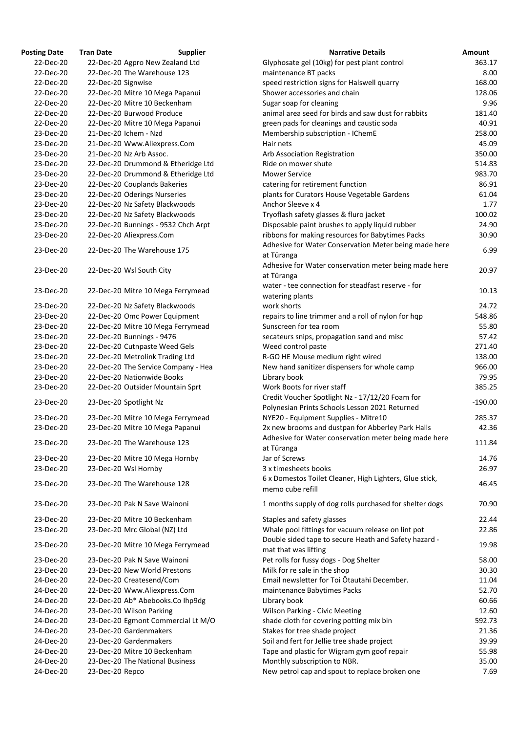| Posting Date | Tran Date | Supplier | Narrative Details | Amount |
|---|---|---|---|---|
| 22-Dec-20 | 22-Dec-20 | Agpro New Zealand Ltd | Glyphosate gel (10kg) for pest plant control | 363.17 |
| 22-Dec-20 | 22-Dec-20 | The Warehouse 123 | maintenance BT packs | 8.00 |
| 22-Dec-20 | 22-Dec-20 | Signwise | speed restriction signs for Halswell quarry | 168.00 |
| 22-Dec-20 | 22-Dec-20 | Mitre 10 Mega Papanui | Shower accessories and chain | 128.06 |
| 22-Dec-20 | 22-Dec-20 | Mitre 10 Beckenham | Sugar soap for cleaning | 9.96 |
| 22-Dec-20 | 22-Dec-20 | Burwood Produce | animal area seed for birds and saw dust for rabbits | 181.40 |
| 22-Dec-20 | 22-Dec-20 | Mitre 10 Mega Papanui | green pads for cleanings and caustic soda | 40.91 |
| 23-Dec-20 | 21-Dec-20 | Ichem - Nzd | Membership subscription - IChemE | 258.00 |
| 23-Dec-20 | 21-Dec-20 | Www.Aliexpress.Com | Hair nets | 45.09 |
| 23-Dec-20 | 21-Dec-20 | Nz Arb Assoc. | Arb Association Registration | 350.00 |
| 23-Dec-20 | 22-Dec-20 | Drummond & Etheridge Ltd | Ride on mower shute | 514.83 |
| 23-Dec-20 | 22-Dec-20 | Drummond & Etheridge Ltd | Mower Service | 983.70 |
| 23-Dec-20 | 22-Dec-20 | Couplands Bakeries | catering for retirement function | 86.91 |
| 23-Dec-20 | 22-Dec-20 | Oderings Nurseries | plants for Curators House Vegetable Gardens | 61.04 |
| 23-Dec-20 | 22-Dec-20 | Nz Safety Blackwoods | Anchor Sleeve x 4 | 1.77 |
| 23-Dec-20 | 22-Dec-20 | Nz Safety Blackwoods | Tryoflash safety glasses & fluro jacket | 100.02 |
| 23-Dec-20 | 22-Dec-20 | Bunnings - 9532 Chch Arpt | Disposable paint brushes to apply liquid rubber | 24.90 |
| 23-Dec-20 | 22-Dec-20 | Aliexpress.Com | ribbons for making resources for Babytimes Packs | 30.90 |
| 23-Dec-20 | 22-Dec-20 | The Warehouse 175 | Adhesive for Water Conservation Meter being made here at Tūranga | 6.99 |
| 23-Dec-20 | 22-Dec-20 | Wsl South City | Adhesive for Water conservation meter being made here at Tūranga | 20.97 |
| 23-Dec-20 | 22-Dec-20 | Mitre 10 Mega Ferrymead | water - tee connection for steadfast reserve - for watering plants | 10.13 |
| 23-Dec-20 | 22-Dec-20 | Nz Safety Blackwoods | work shorts | 24.72 |
| 23-Dec-20 | 22-Dec-20 | Omc Power Equipment | repairs to line trimmer and a roll of nylon for hqp | 548.86 |
| 23-Dec-20 | 22-Dec-20 | Mitre 10 Mega Ferrymead | Sunscreen for tea room | 55.80 |
| 23-Dec-20 | 22-Dec-20 | Bunnings - 9476 | secateurs snips, propagation sand and misc | 57.42 |
| 23-Dec-20 | 22-Dec-20 | Cutnpaste Weed Gels | Weed control paste | 271.40 |
| 23-Dec-20 | 22-Dec-20 | Metrolink Trading Ltd | R-GO HE Mouse medium right wired | 138.00 |
| 23-Dec-20 | 22-Dec-20 | The Service Company - Hea | New hand sanitizer dispensers for whole camp | 966.00 |
| 23-Dec-20 | 22-Dec-20 | Nationwide Books | Library book | 79.95 |
| 23-Dec-20 | 22-Dec-20 | Outsider Mountain Sprt | Work Boots for river staff | 385.25 |
| 23-Dec-20 | 23-Dec-20 | Spotlight Nz | Credit Voucher Spotlight Nz - 17/12/20 Foam for Polynesian Prints Schools Lesson 2021 Returned | -190.00 |
| 23-Dec-20 | 23-Dec-20 | Mitre 10 Mega Ferrymead | NYE20 - Equipment Supplies - Mitre10 | 285.37 |
| 23-Dec-20 | 23-Dec-20 | Mitre 10 Mega Papanui | 2x new brooms and dustpan for Abberley Park Halls | 42.36 |
| 23-Dec-20 | 23-Dec-20 | The Warehouse 123 | Adhesive for Water conservation meter being made here at Tūranga | 111.84 |
| 23-Dec-20 | 23-Dec-20 | Mitre 10 Mega Hornby | Jar of Screws | 14.76 |
| 23-Dec-20 | 23-Dec-20 | Wsl Hornby | 3 x timesheets books | 26.97 |
| 23-Dec-20 | 23-Dec-20 | The Warehouse 128 | 6 x Domestos Toilet Cleaner, High Lighters, Glue stick, memo cube refill | 46.45 |
| 23-Dec-20 | 23-Dec-20 | Pak N Save Wainoni | 1 months supply of dog rolls purchased for shelter dogs | 70.90 |
| 23-Dec-20 | 23-Dec-20 | Mitre 10 Beckenham | Staples and safety glasses | 22.44 |
| 23-Dec-20 | 23-Dec-20 | Mrc Global (NZ) Ltd | Whale pool fittings for vacuum release on lint pot | 22.86 |
| 23-Dec-20 | 23-Dec-20 | Mitre 10 Mega Ferrymead | Double sided tape to secure Heath and Safety hazard - mat that was lifting | 19.98 |
| 23-Dec-20 | 23-Dec-20 | Pak N Save Wainoni | Pet rolls for fussy dogs - Dog Shelter | 58.00 |
| 23-Dec-20 | 23-Dec-20 | New World Prestons | Milk for re sale in the shop | 30.30 |
| 24-Dec-20 | 22-Dec-20 | Createsend/Com | Email newsletter for Toi Ōtautahi December. | 11.04 |
| 24-Dec-20 | 22-Dec-20 | Www.Aliexpress.Com | maintenance Babytimes Packs | 52.70 |
| 24-Dec-20 | 22-Dec-20 | Ab* Abebooks.Co Ihp9dg | Library book | 60.66 |
| 24-Dec-20 | 23-Dec-20 | Wilson Parking | Wilson Parking - Civic Meeting | 12.60 |
| 24-Dec-20 | 23-Dec-20 | Egmont Commercial Lt M/O | shade cloth for covering potting mix bin | 592.73 |
| 24-Dec-20 | 23-Dec-20 | Gardenmakers | Stakes for tree shade project | 21.36 |
| 24-Dec-20 | 23-Dec-20 | Gardenmakers | Soil and fert for Jellie tree shade project | 39.99 |
| 24-Dec-20 | 23-Dec-20 | Mitre 10 Beckenham | Tape and plastic for Wigram gym goof repair | 55.98 |
| 24-Dec-20 | 23-Dec-20 | The National Business | Monthly subscription to NBR. | 35.00 |
| 24-Dec-20 | 23-Dec-20 | Repco | New petrol cap and spout to replace broken one | 7.69 |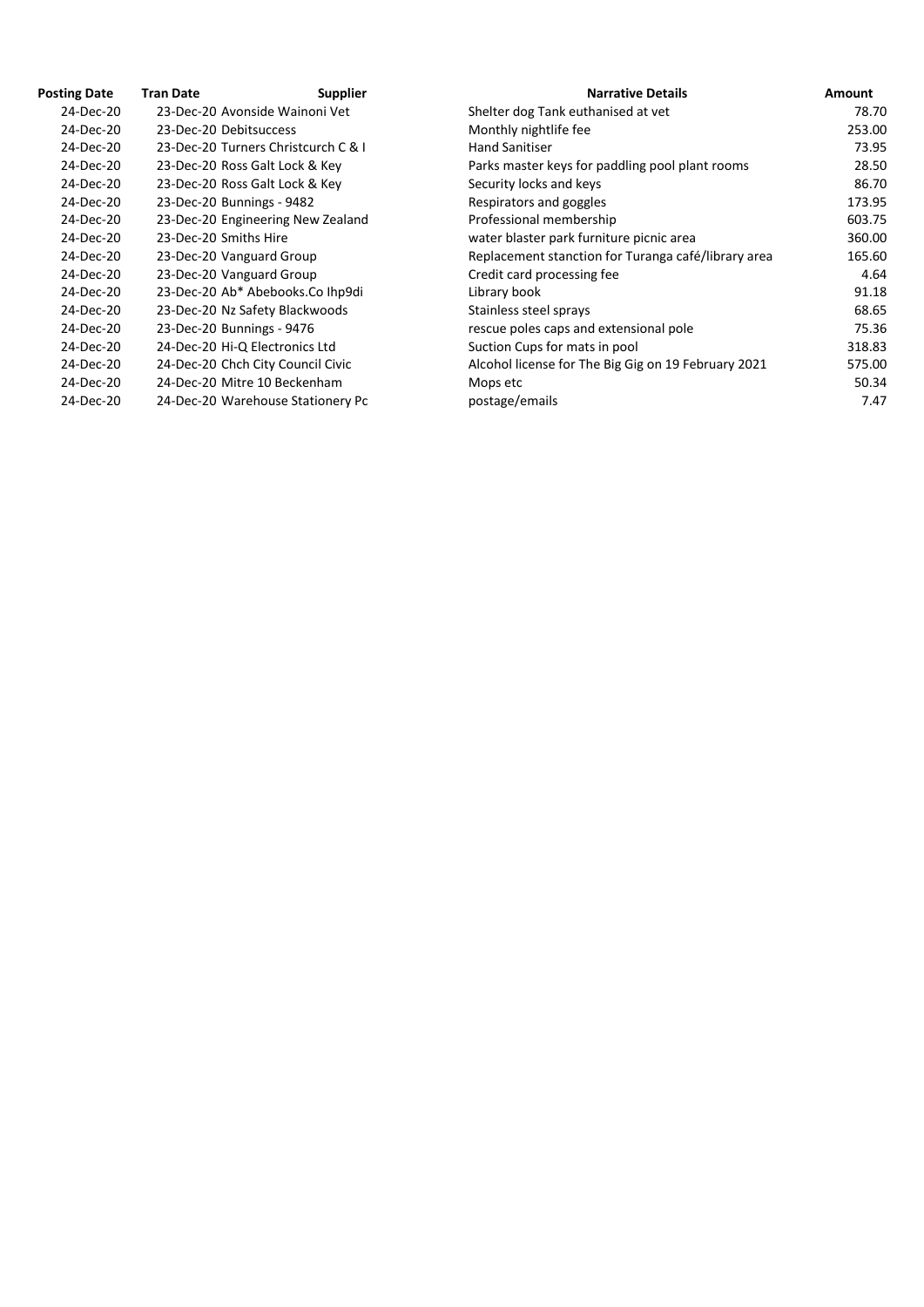| Posting Date | Tran Date | Supplier | Narrative Details | Amount |
|---|---|---|---|---|
| 24-Dec-20 | 23-Dec-20 | Avonside Wainoni Vet | Shelter dog Tank euthanised at vet | 78.70 |
| 24-Dec-20 | 23-Dec-20 | Debitsuccess | Monthly nightlife fee | 253.00 |
| 24-Dec-20 | 23-Dec-20 | Turners Christcurch C & I | Hand Sanitiser | 73.95 |
| 24-Dec-20 | 23-Dec-20 | Ross Galt Lock & Key | Parks master keys for paddling pool plant rooms | 28.50 |
| 24-Dec-20 | 23-Dec-20 | Ross Galt Lock & Key | Security locks and keys | 86.70 |
| 24-Dec-20 | 23-Dec-20 | Bunnings - 9482 | Respirators and goggles | 173.95 |
| 24-Dec-20 | 23-Dec-20 | Engineering New Zealand | Professional membership | 603.75 |
| 24-Dec-20 | 23-Dec-20 | Smiths Hire | water blaster park furniture picnic area | 360.00 |
| 24-Dec-20 | 23-Dec-20 | Vanguard Group | Replacement stanction for Turanga café/library area | 165.60 |
| 24-Dec-20 | 23-Dec-20 | Vanguard Group | Credit card processing fee | 4.64 |
| 24-Dec-20 | 23-Dec-20 | Ab* Abebooks.Co Ihp9di | Library book | 91.18 |
| 24-Dec-20 | 23-Dec-20 | Nz Safety Blackwoods | Stainless steel sprays | 68.65 |
| 24-Dec-20 | 23-Dec-20 | Bunnings - 9476 | rescue poles caps and extensional pole | 75.36 |
| 24-Dec-20 | 24-Dec-20 | Hi-Q Electronics Ltd | Suction Cups for mats in pool | 318.83 |
| 24-Dec-20 | 24-Dec-20 | Chch City Council Civic | Alcohol license for The Big Gig on 19 February 2021 | 575.00 |
| 24-Dec-20 | 24-Dec-20 | Mitre 10 Beckenham | Mops etc | 50.34 |
| 24-Dec-20 | 24-Dec-20 | Warehouse Stationery Pc | postage/emails | 7.47 |